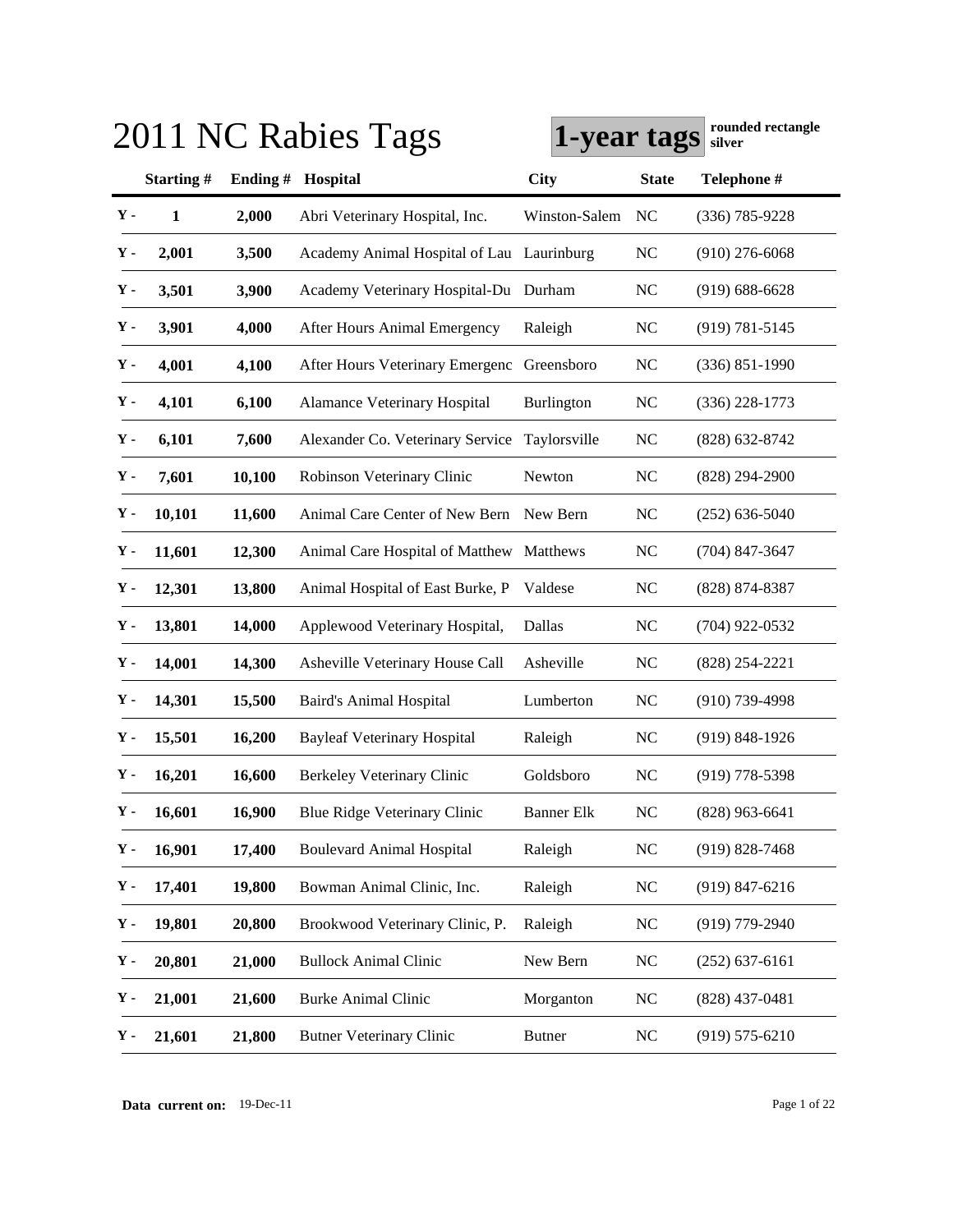# 2011 NC Rabies Tags

**1-year tags** **rounded rectangle silver**

| | Starting # | Ending # | Hospital | City | State | Telephone # |
|---|---|---|---|---|---|---|
| Y - | 1 | 2,000 | Abri Veterinary Hospital, Inc. | Winston-Salem | NC | (336) 785-9228 |
| Y - | 2,001 | 3,500 | Academy Animal Hospital of Lau | Laurinburg | NC | (910) 276-6068 |
| Y - | 3,501 | 3,900 | Academy Veterinary Hospital-Du | Durham | NC | (919) 688-6628 |
| Y - | 3,901 | 4,000 | After Hours Animal Emergency | Raleigh | NC | (919) 781-5145 |
| Y - | 4,001 | 4,100 | After Hours Veterinary Emergenc | Greensboro | NC | (336) 851-1990 |
| Y - | 4,101 | 6,100 | Alamance Veterinary Hospital | Burlington | NC | (336) 228-1773 |
| Y - | 6,101 | 7,600 | Alexander Co. Veterinary Service | Taylorsville | NC | (828) 632-8742 |
| Y - | 7,601 | 10,100 | Robinson Veterinary Clinic | Newton | NC | (828) 294-2900 |
| Y - | 10,101 | 11,600 | Animal Care Center of New Bern | New Bern | NC | (252) 636-5040 |
| Y - | 11,601 | 12,300 | Animal Care Hospital of Matthew | Matthews | NC | (704) 847-3647 |
| Y - | 12,301 | 13,800 | Animal Hospital of East Burke, P | Valdese | NC | (828) 874-8387 |
| Y - | 13,801 | 14,000 | Applewood Veterinary Hospital, | Dallas | NC | (704) 922-0532 |
| Y - | 14,001 | 14,300 | Asheville Veterinary House Call | Asheville | NC | (828) 254-2221 |
| Y - | 14,301 | 15,500 | Baird's Animal Hospital | Lumberton | NC | (910) 739-4998 |
| Y - | 15,501 | 16,200 | Bayleaf Veterinary Hospital | Raleigh | NC | (919) 848-1926 |
| Y - | 16,201 | 16,600 | Berkeley Veterinary Clinic | Goldsboro | NC | (919) 778-5398 |
| Y - | 16,601 | 16,900 | Blue Ridge Veterinary Clinic | Banner Elk | NC | (828) 963-6641 |
| Y - | 16,901 | 17,400 | Boulevard Animal Hospital | Raleigh | NC | (919) 828-7468 |
| Y - | 17,401 | 19,800 | Bowman Animal Clinic, Inc. | Raleigh | NC | (919) 847-6216 |
| Y - | 19,801 | 20,800 | Brookwood Veterinary Clinic, P. | Raleigh | NC | (919) 779-2940 |
| Y - | 20,801 | 21,000 | Bullock Animal Clinic | New Bern | NC | (252) 637-6161 |
| Y - | 21,001 | 21,600 | Burke Animal Clinic | Morganton | NC | (828) 437-0481 |
| Y - | 21,601 | 21,800 | Butner Veterinary Clinic | Butner | NC | (919) 575-6210 |

**Data current on:** 19-Dec-11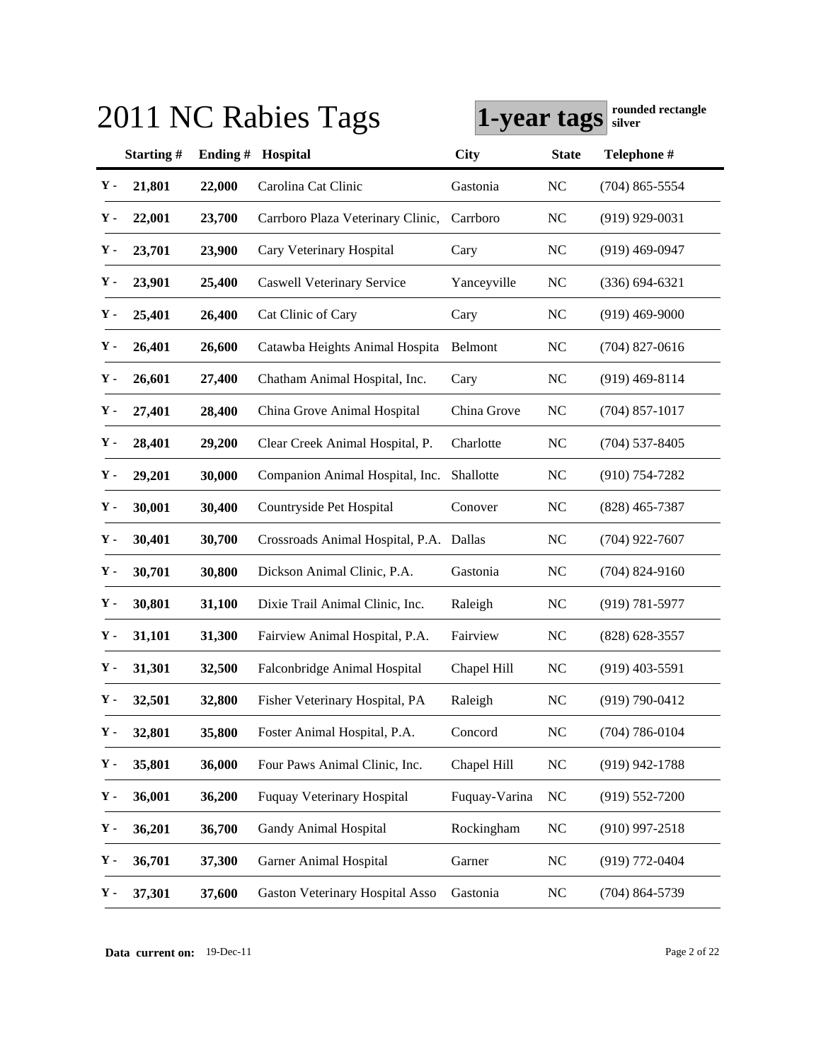# 2011 NC Rabies Tags

**1-year tags** **rounded rectangle silver**

| | Starting # | Ending # | Hospital | City | State | Telephone # |
|---|---|---|---|---|---|---|
| Y - | 21,801 | 22,000 | Carolina Cat Clinic | Gastonia | NC | (704) 865-5554 |
| Y - | 22,001 | 23,700 | Carrboro Plaza Veterinary Clinic, | Carrboro | NC | (919) 929-0031 |
| Y - | 23,701 | 23,900 | Cary Veterinary Hospital | Cary | NC | (919) 469-0947 |
| Y - | 23,901 | 25,400 | Caswell Veterinary Service | Yanceyville | NC | (336) 694-6321 |
| Y - | 25,401 | 26,400 | Cat Clinic of Cary | Cary | NC | (919) 469-9000 |
| Y - | 26,401 | 26,600 | Catawba Heights Animal Hospita | Belmont | NC | (704) 827-0616 |
| Y - | 26,601 | 27,400 | Chatham Animal Hospital, Inc. | Cary | NC | (919) 469-8114 |
| Y - | 27,401 | 28,400 | China Grove Animal Hospital | China Grove | NC | (704) 857-1017 |
| Y - | 28,401 | 29,200 | Clear Creek Animal Hospital, P. | Charlotte | NC | (704) 537-8405 |
| Y - | 29,201 | 30,000 | Companion Animal Hospital, Inc. | Shallotte | NC | (910) 754-7282 |
| Y - | 30,001 | 30,400 | Countryside Pet Hospital | Conover | NC | (828) 465-7387 |
| Y - | 30,401 | 30,700 | Crossroads Animal Hospital, P.A. | Dallas | NC | (704) 922-7607 |
| Y - | 30,701 | 30,800 | Dickson Animal Clinic, P.A. | Gastonia | NC | (704) 824-9160 |
| Y - | 30,801 | 31,100 | Dixie Trail Animal Clinic, Inc. | Raleigh | NC | (919) 781-5977 |
| Y - | 31,101 | 31,300 | Fairview Animal Hospital, P.A. | Fairview | NC | (828) 628-3557 |
| Y - | 31,301 | 32,500 | Falconbridge Animal Hospital | Chapel Hill | NC | (919) 403-5591 |
| Y - | 32,501 | 32,800 | Fisher Veterinary Hospital, PA | Raleigh | NC | (919) 790-0412 |
| Y - | 32,801 | 35,800 | Foster Animal Hospital, P.A. | Concord | NC | (704) 786-0104 |
| Y - | 35,801 | 36,000 | Four Paws Animal Clinic, Inc. | Chapel Hill | NC | (919) 942-1788 |
| Y - | 36,001 | 36,200 | Fuquay Veterinary Hospital | Fuquay-Varina | NC | (919) 552-7200 |
| Y - | 36,201 | 36,700 | Gandy Animal Hospital | Rockingham | NC | (910) 997-2518 |
| Y - | 36,701 | 37,300 | Garner Animal Hospital | Garner | NC | (919) 772-0404 |
| Y - | 37,301 | 37,600 | Gaston Veterinary Hospital Asso | Gastonia | NC | (704) 864-5739 |

**Data current on:** 19-Dec-11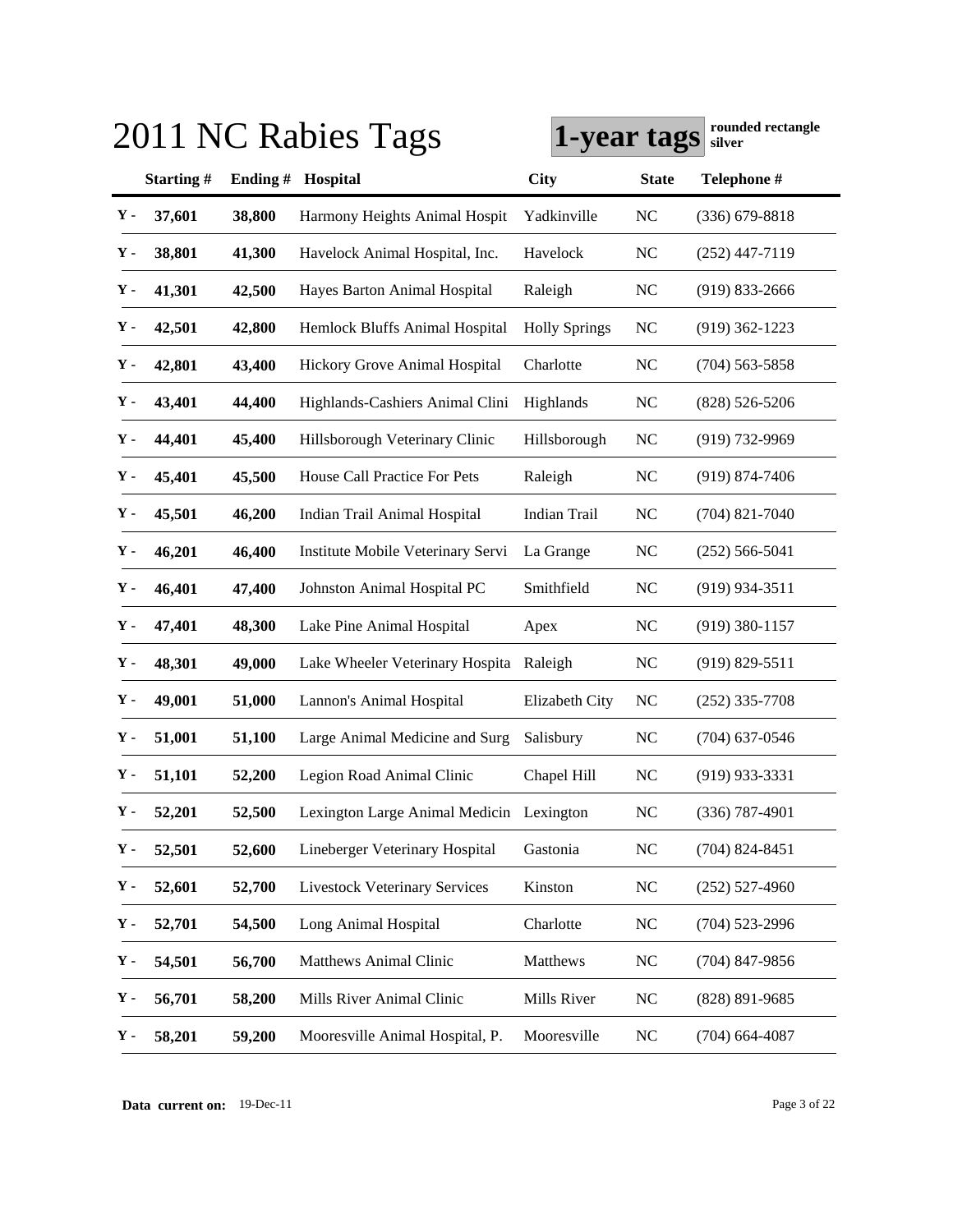# 2011 NC Rabies Tags

**1-year tags** **rounded rectangle silver**

| | Starting # | Ending # | Hospital | City | State | Telephone # |
|---|---|---|---|---|---|---|
| Y - | 37,601 | 38,800 | Harmony Heights Animal Hospit | Yadkinville | NC | (336) 679-8818 |
| Y - | 38,801 | 41,300 | Havelock Animal Hospital, Inc. | Havelock | NC | (252) 447-7119 |
| Y - | 41,301 | 42,500 | Hayes Barton Animal Hospital | Raleigh | NC | (919) 833-2666 |
| Y - | 42,501 | 42,800 | Hemlock Bluffs Animal Hospital | Holly Springs | NC | (919) 362-1223 |
| Y - | 42,801 | 43,400 | Hickory Grove Animal Hospital | Charlotte | NC | (704) 563-5858 |
| Y - | 43,401 | 44,400 | Highlands-Cashiers Animal Clini | Highlands | NC | (828) 526-5206 |
| Y - | 44,401 | 45,400 | Hillsborough Veterinary Clinic | Hillsborough | NC | (919) 732-9969 |
| Y - | 45,401 | 45,500 | House Call Practice For Pets | Raleigh | NC | (919) 874-7406 |
| Y - | 45,501 | 46,200 | Indian Trail Animal Hospital | Indian Trail | NC | (704) 821-7040 |
| Y - | 46,201 | 46,400 | Institute Mobile Veterinary Servi | La Grange | NC | (252) 566-5041 |
| Y - | 46,401 | 47,400 | Johnston Animal Hospital PC | Smithfield | NC | (919) 934-3511 |
| Y - | 47,401 | 48,300 | Lake Pine Animal Hospital | Apex | NC | (919) 380-1157 |
| Y - | 48,301 | 49,000 | Lake Wheeler Veterinary Hospita | Raleigh | NC | (919) 829-5511 |
| Y - | 49,001 | 51,000 | Lannon's Animal Hospital | Elizabeth City | NC | (252) 335-7708 |
| Y - | 51,001 | 51,100 | Large Animal Medicine and Surg | Salisbury | NC | (704) 637-0546 |
| Y - | 51,101 | 52,200 | Legion Road Animal Clinic | Chapel Hill | NC | (919) 933-3331 |
| Y - | 52,201 | 52,500 | Lexington Large Animal Medicin | Lexington | NC | (336) 787-4901 |
| Y - | 52,501 | 52,600 | Lineberger Veterinary Hospital | Gastonia | NC | (704) 824-8451 |
| Y - | 52,601 | 52,700 | Livestock Veterinary Services | Kinston | NC | (252) 527-4960 |
| Y - | 52,701 | 54,500 | Long Animal Hospital | Charlotte | NC | (704) 523-2996 |
| Y - | 54,501 | 56,700 | Matthews Animal Clinic | Matthews | NC | (704) 847-9856 |
| Y - | 56,701 | 58,200 | Mills River Animal Clinic | Mills River | NC | (828) 891-9685 |
| Y - | 58,201 | 59,200 | Mooresville Animal Hospital, P. | Mooresville | NC | (704) 664-4087 |

**Data current on:** 19-Dec-11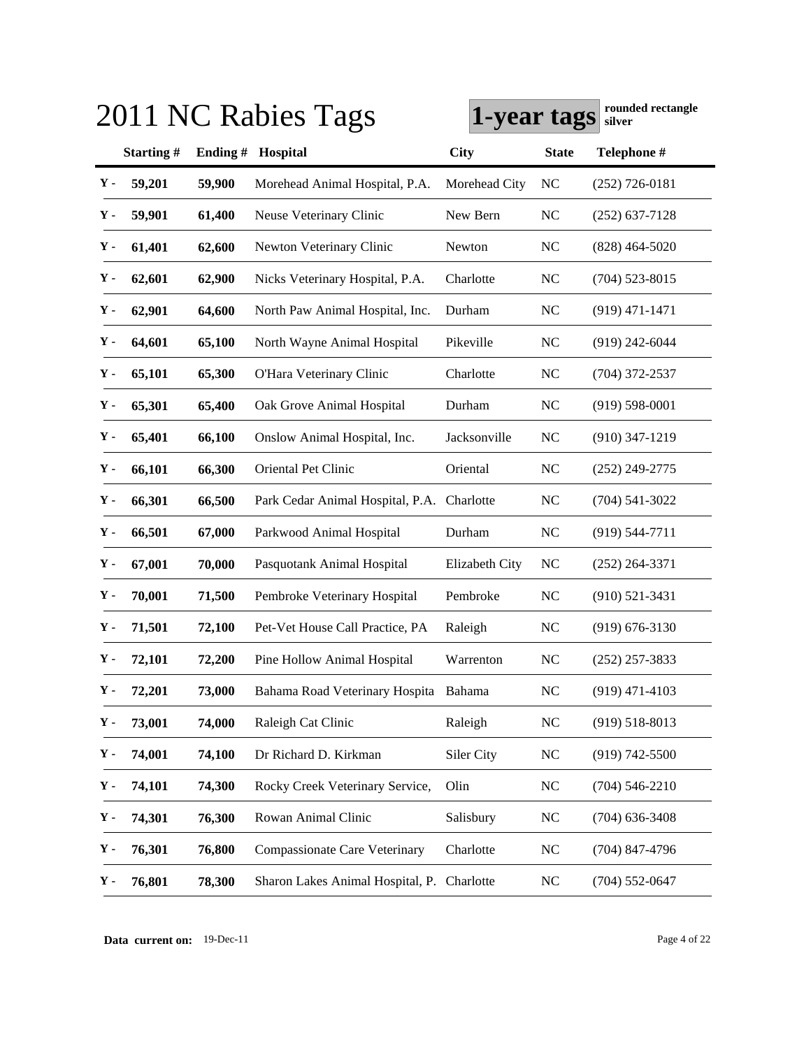# 2011 NC Rabies Tags

**1-year tags** **rounded rectangle silver**

| | Starting # | Ending # | Hospital | City | State | Telephone # |
|---|---|---|---|---|---|---|
| Y - | **59,201** | **59,900** | Morehead Animal Hospital, P.A. | Morehead City | NC | (252) 726-0181 |
| Y - | **59,901** | **61,400** | Neuse Veterinary Clinic | New Bern | NC | (252) 637-7128 |
| Y - | **61,401** | **62,600** | Newton Veterinary Clinic | Newton | NC | (828) 464-5020 |
| Y - | **62,601** | **62,900** | Nicks Veterinary Hospital, P.A. | Charlotte | NC | (704) 523-8015 |
| Y - | **62,901** | **64,600** | North Paw Animal Hospital, Inc. | Durham | NC | (919) 471-1471 |
| Y - | **64,601** | **65,100** | North Wayne Animal Hospital | Pikeville | NC | (919) 242-6044 |
| Y - | **65,101** | **65,300** | O'Hara Veterinary Clinic | Charlotte | NC | (704) 372-2537 |
| Y - | **65,301** | **65,400** | Oak Grove Animal Hospital | Durham | NC | (919) 598-0001 |
| Y - | **65,401** | **66,100** | Onslow Animal Hospital, Inc. | Jacksonville | NC | (910) 347-1219 |
| Y - | **66,101** | **66,300** | Oriental Pet Clinic | Oriental | NC | (252) 249-2775 |
| Y - | **66,301** | **66,500** | Park Cedar Animal Hospital, P.A. | Charlotte | NC | (704) 541-3022 |
| Y - | **66,501** | **67,000** | Parkwood Animal Hospital | Durham | NC | (919) 544-7711 |
| Y - | **67,001** | **70,000** | Pasquotank Animal Hospital | Elizabeth City | NC | (252) 264-3371 |
| Y - | **70,001** | **71,500** | Pembroke Veterinary Hospital | Pembroke | NC | (910) 521-3431 |
| Y - | **71,501** | **72,100** | Pet-Vet House Call Practice, PA | Raleigh | NC | (919) 676-3130 |
| Y - | **72,101** | **72,200** | Pine Hollow Animal Hospital | Warrenton | NC | (252) 257-3833 |
| Y - | **72,201** | **73,000** | Bahama Road Veterinary Hospita | Bahama | NC | (919) 471-4103 |
| Y - | **73,001** | **74,000** | Raleigh Cat Clinic | Raleigh | NC | (919) 518-8013 |
| Y - | **74,001** | **74,100** | Dr Richard D. Kirkman | Siler City | NC | (919) 742-5500 |
| Y - | **74,101** | **74,300** | Rocky Creek Veterinary Service, | Olin | NC | (704) 546-2210 |
| Y - | **74,301** | **76,300** | Rowan Animal Clinic | Salisbury | NC | (704) 636-3408 |
| Y - | **76,301** | **76,800** | Compassionate Care Veterinary | Charlotte | NC | (704) 847-4796 |
| Y - | **76,801** | **78,300** | Sharon Lakes Animal Hospital, P. | Charlotte | NC | (704) 552-0647 |

**Data current on:** 19-Dec-11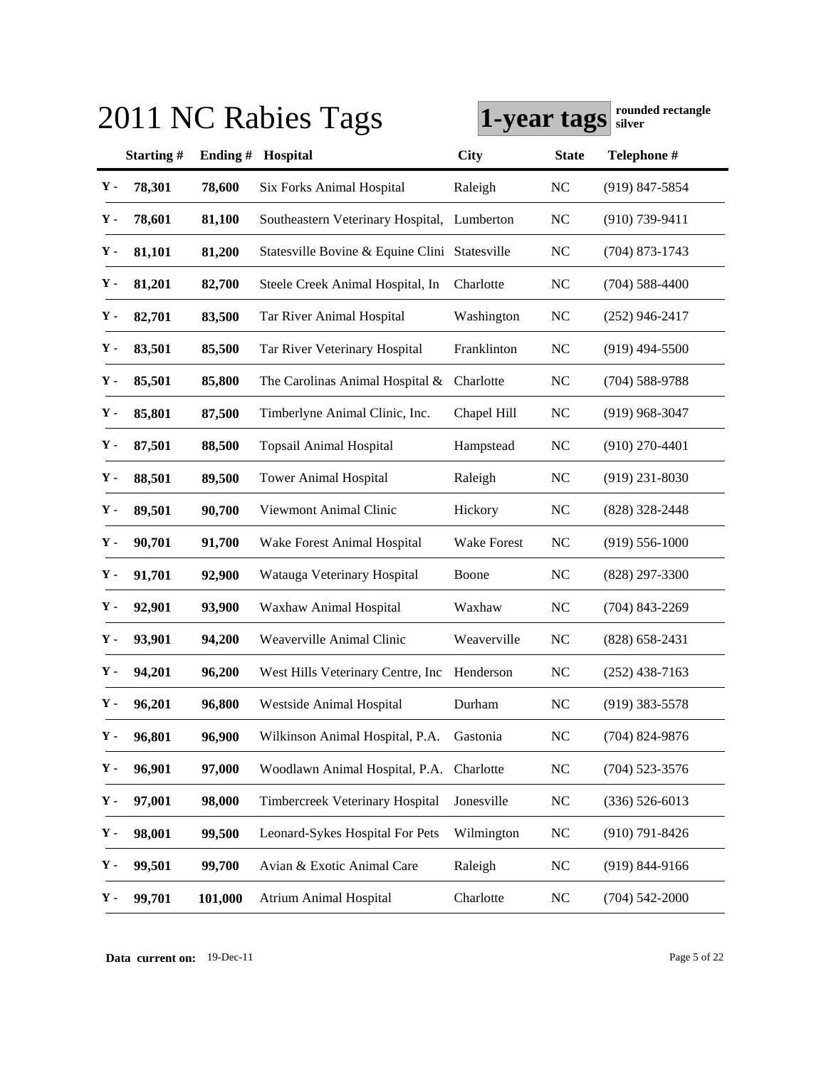# 2011 NC Rabies Tags

**1-year tags** **rounded rectangle silver**

| | Starting # | Ending # | Hospital | City | State | Telephone # |
|---|---|---|---|---|---|---|
| Y - | 78,301 | 78,600 | Six Forks Animal Hospital | Raleigh | NC | (919) 847-5854 |
| Y - | 78,601 | 81,100 | Southeastern Veterinary Hospital, | Lumberton | NC | (910) 739-9411 |
| Y - | 81,101 | 81,200 | Statesville Bovine & Equine Clini | Statesville | NC | (704) 873-1743 |
| Y - | 81,201 | 82,700 | Steele Creek Animal Hospital, In | Charlotte | NC | (704) 588-4400 |
| Y - | 82,701 | 83,500 | Tar River Animal Hospital | Washington | NC | (252) 946-2417 |
| Y - | 83,501 | 85,500 | Tar River Veterinary Hospital | Franklinton | NC | (919) 494-5500 |
| Y - | 85,501 | 85,800 | The Carolinas Animal Hospital & | Charlotte | NC | (704) 588-9788 |
| Y - | 85,801 | 87,500 | Timberlyne Animal Clinic, Inc. | Chapel Hill | NC | (919) 968-3047 |
| Y - | 87,501 | 88,500 | Topsail Animal Hospital | Hampstead | NC | (910) 270-4401 |
| Y - | 88,501 | 89,500 | Tower Animal Hospital | Raleigh | NC | (919) 231-8030 |
| Y - | 89,501 | 90,700 | Viewmont Animal Clinic | Hickory | NC | (828) 328-2448 |
| Y - | 90,701 | 91,700 | Wake Forest Animal Hospital | Wake Forest | NC | (919) 556-1000 |
| Y - | 91,701 | 92,900 | Watauga Veterinary Hospital | Boone | NC | (828) 297-3300 |
| Y - | 92,901 | 93,900 | Waxhaw Animal Hospital | Waxhaw | NC | (704) 843-2269 |
| Y - | 93,901 | 94,200 | Weaverville Animal Clinic | Weaverville | NC | (828) 658-2431 |
| Y - | 94,201 | 96,200 | West Hills Veterinary Centre, Inc | Henderson | NC | (252) 438-7163 |
| Y - | 96,201 | 96,800 | Westside Animal Hospital | Durham | NC | (919) 383-5578 |
| Y - | 96,801 | 96,900 | Wilkinson Animal Hospital, P.A. | Gastonia | NC | (704) 824-9876 |
| Y - | 96,901 | 97,000 | Woodlawn Animal Hospital, P.A. | Charlotte | NC | (704) 523-3576 |
| Y - | 97,001 | 98,000 | Timbercreek Veterinary Hospital | Jonesville | NC | (336) 526-6013 |
| Y - | 98,001 | 99,500 | Leonard-Sykes Hospital For Pets | Wilmington | NC | (910) 791-8426 |
| Y - | 99,501 | 99,700 | Avian & Exotic Animal Care | Raleigh | NC | (919) 844-9166 |
| Y - | 99,701 | 101,000 | Atrium Animal Hospital | Charlotte | NC | (704) 542-2000 |

**Data current on:** 19-Dec-11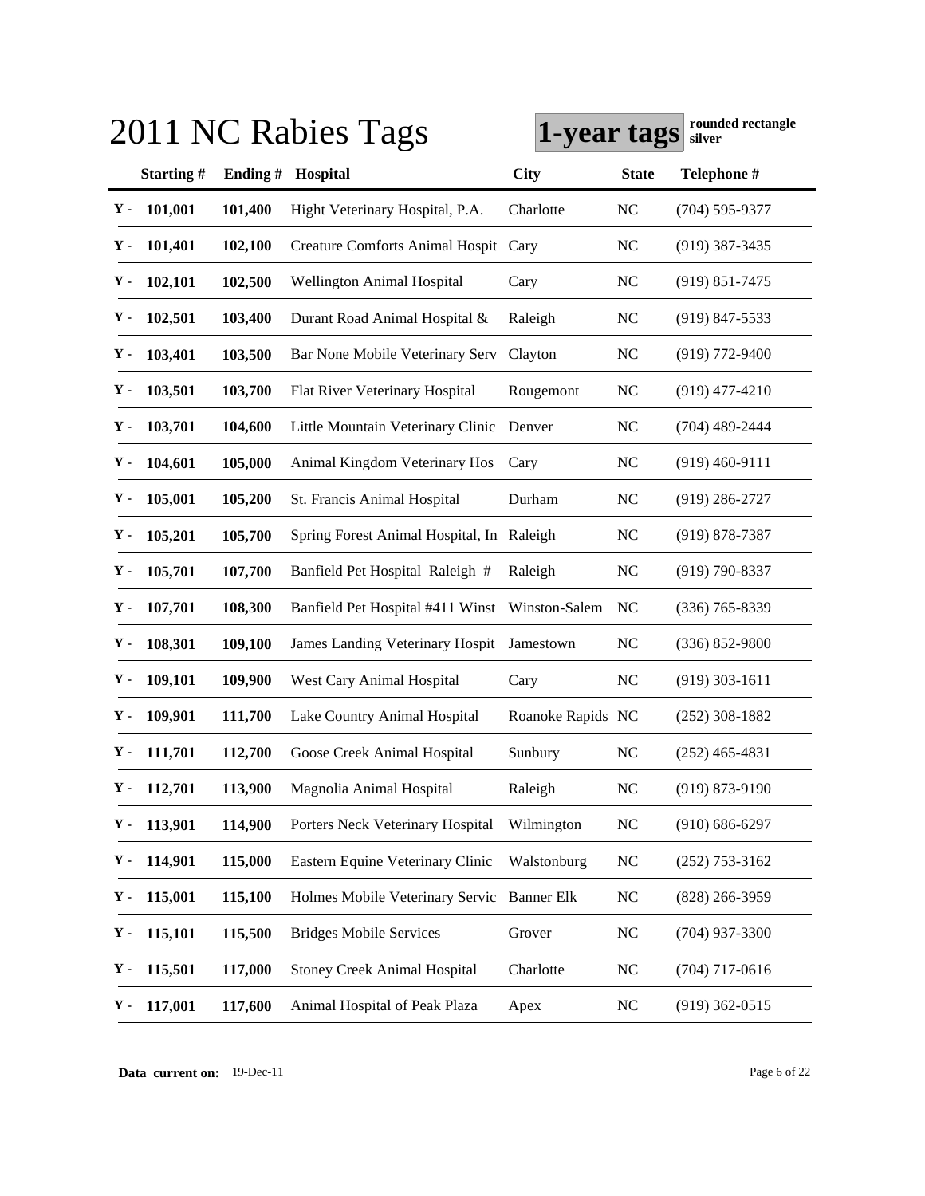# 2011 NC Rabies Tags

**1-year tags** **rounded rectangle silver**

| | Starting # | Ending # | Hospital | City | State | Telephone # |
|---|---|---|---|---|---|---|
| Y - | 101,001 | 101,400 | Hight Veterinary Hospital, P.A. | Charlotte | NC | (704) 595-9377 |
| Y - | 101,401 | 102,100 | Creature Comforts Animal Hospit | Cary | NC | (919) 387-3435 |
| Y - | 102,101 | 102,500 | Wellington Animal Hospital | Cary | NC | (919) 851-7475 |
| Y - | 102,501 | 103,400 | Durant Road Animal Hospital & | Raleigh | NC | (919) 847-5533 |
| Y - | 103,401 | 103,500 | Bar None Mobile Veterinary Serv | Clayton | NC | (919) 772-9400 |
| Y - | 103,501 | 103,700 | Flat River Veterinary Hospital | Rougemont | NC | (919) 477-4210 |
| Y - | 103,701 | 104,600 | Little Mountain Veterinary Clinic | Denver | NC | (704) 489-2444 |
| Y - | 104,601 | 105,000 | Animal Kingdom Veterinary Hos | Cary | NC | (919) 460-9111 |
| Y - | 105,001 | 105,200 | St. Francis Animal Hospital | Durham | NC | (919) 286-2727 |
| Y - | 105,201 | 105,700 | Spring Forest Animal Hospital, In | Raleigh | NC | (919) 878-7387 |
| Y - | 105,701 | 107,700 | Banfield Pet Hospital Raleigh # | Raleigh | NC | (919) 790-8337 |
| Y - | 107,701 | 108,300 | Banfield Pet Hospital #411 Winst | Winston-Salem | NC | (336) 765-8339 |
| Y - | 108,301 | 109,100 | James Landing Veterinary Hospit | Jamestown | NC | (336) 852-9800 |
| Y - | 109,101 | 109,900 | West Cary Animal Hospital | Cary | NC | (919) 303-1611 |
| Y - | 109,901 | 111,700 | Lake Country Animal Hospital | Roanoke Rapids | NC | (252) 308-1882 |
| Y - | 111,701 | 112,700 | Goose Creek Animal Hospital | Sunbury | NC | (252) 465-4831 |
| Y - | 112,701 | 113,900 | Magnolia Animal Hospital | Raleigh | NC | (919) 873-9190 |
| Y - | 113,901 | 114,900 | Porters Neck Veterinary Hospital | Wilmington | NC | (910) 686-6297 |
| Y - | 114,901 | 115,000 | Eastern Equine Veterinary Clinic | Walstonburg | NC | (252) 753-3162 |
| Y - | 115,001 | 115,100 | Holmes Mobile Veterinary Servic | Banner Elk | NC | (828) 266-3959 |
| Y - | 115,101 | 115,500 | Bridges Mobile Services | Grover | NC | (704) 937-3300 |
| Y - | 115,501 | 117,000 | Stoney Creek Animal Hospital | Charlotte | NC | (704) 717-0616 |
| Y - | 117,001 | 117,600 | Animal Hospital of Peak Plaza | Apex | NC | (919) 362-0515 |

**Data current on:** 19-Dec-11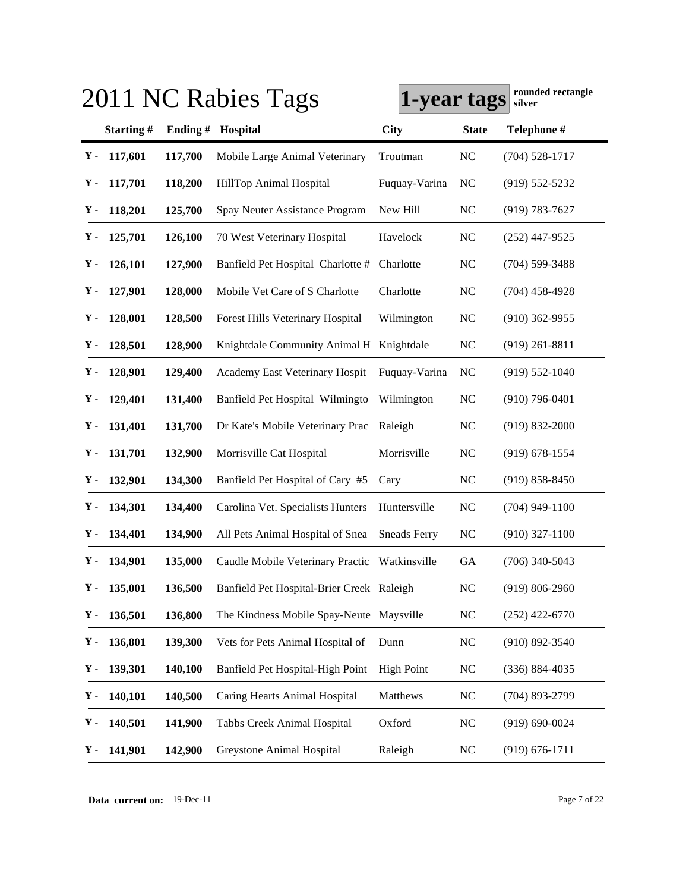# 2011 NC Rabies Tags

**1-year tags** **rounded rectangle silver**

| | Starting # | Ending # | Hospital | City | State | Telephone # |
|---|---|---|---|---|---|---|
| Y - | 117,601 | 117,700 | Mobile Large Animal Veterinary | Troutman | NC | (704) 528-1717 |
| Y - | 117,701 | 118,200 | HillTop Animal Hospital | Fuquay-Varina | NC | (919) 552-5232 |
| Y - | 118,201 | 125,700 | Spay Neuter Assistance Program | New Hill | NC | (919) 783-7627 |
| Y - | 125,701 | 126,100 | 70 West Veterinary Hospital | Havelock | NC | (252) 447-9525 |
| Y - | 126,101 | 127,900 | Banfield Pet Hospital Charlotte # | Charlotte | NC | (704) 599-3488 |
| Y - | 127,901 | 128,000 | Mobile Vet Care of S Charlotte | Charlotte | NC | (704) 458-4928 |
| Y - | 128,001 | 128,500 | Forest Hills Veterinary Hospital | Wilmington | NC | (910) 362-9955 |
| Y - | 128,501 | 128,900 | Knightdale Community Animal H | Knightdale | NC | (919) 261-8811 |
| Y - | 128,901 | 129,400 | Academy East Veterinary Hospit | Fuquay-Varina | NC | (919) 552-1040 |
| Y - | 129,401 | 131,400 | Banfield Pet Hospital Wilmingto | Wilmington | NC | (910) 796-0401 |
| Y - | 131,401 | 131,700 | Dr Kate's Mobile Veterinary Prac | Raleigh | NC | (919) 832-2000 |
| Y - | 131,701 | 132,900 | Morrisville Cat Hospital | Morrisville | NC | (919) 678-1554 |
| Y - | 132,901 | 134,300 | Banfield Pet Hospital of Cary #5 | Cary | NC | (919) 858-8450 |
| Y - | 134,301 | 134,400 | Carolina Vet. Specialists Hunters | Huntersville | NC | (704) 949-1100 |
| Y - | 134,401 | 134,900 | All Pets Animal Hospital of Snea | Sneads Ferry | NC | (910) 327-1100 |
| Y - | 134,901 | 135,000 | Caudle Mobile Veterinary Practic | Watkinsville | GA | (706) 340-5043 |
| Y - | 135,001 | 136,500 | Banfield Pet Hospital-Brier Creek | Raleigh | NC | (919) 806-2960 |
| Y - | 136,501 | 136,800 | The Kindness Mobile Spay-Neute | Maysville | NC | (252) 422-6770 |
| Y - | 136,801 | 139,300 | Vets for Pets Animal Hospital of | Dunn | NC | (910) 892-3540 |
| Y - | 139,301 | 140,100 | Banfield Pet Hospital-High Point | High Point | NC | (336) 884-4035 |
| Y - | 140,101 | 140,500 | Caring Hearts Animal Hospital | Matthews | NC | (704) 893-2799 |
| Y - | 140,501 | 141,900 | Tabbs Creek Animal Hospital | Oxford | NC | (919) 690-0024 |
| Y - | 141,901 | 142,900 | Greystone Animal Hospital | Raleigh | NC | (919) 676-1711 |

**Data current on:** 19-Dec-11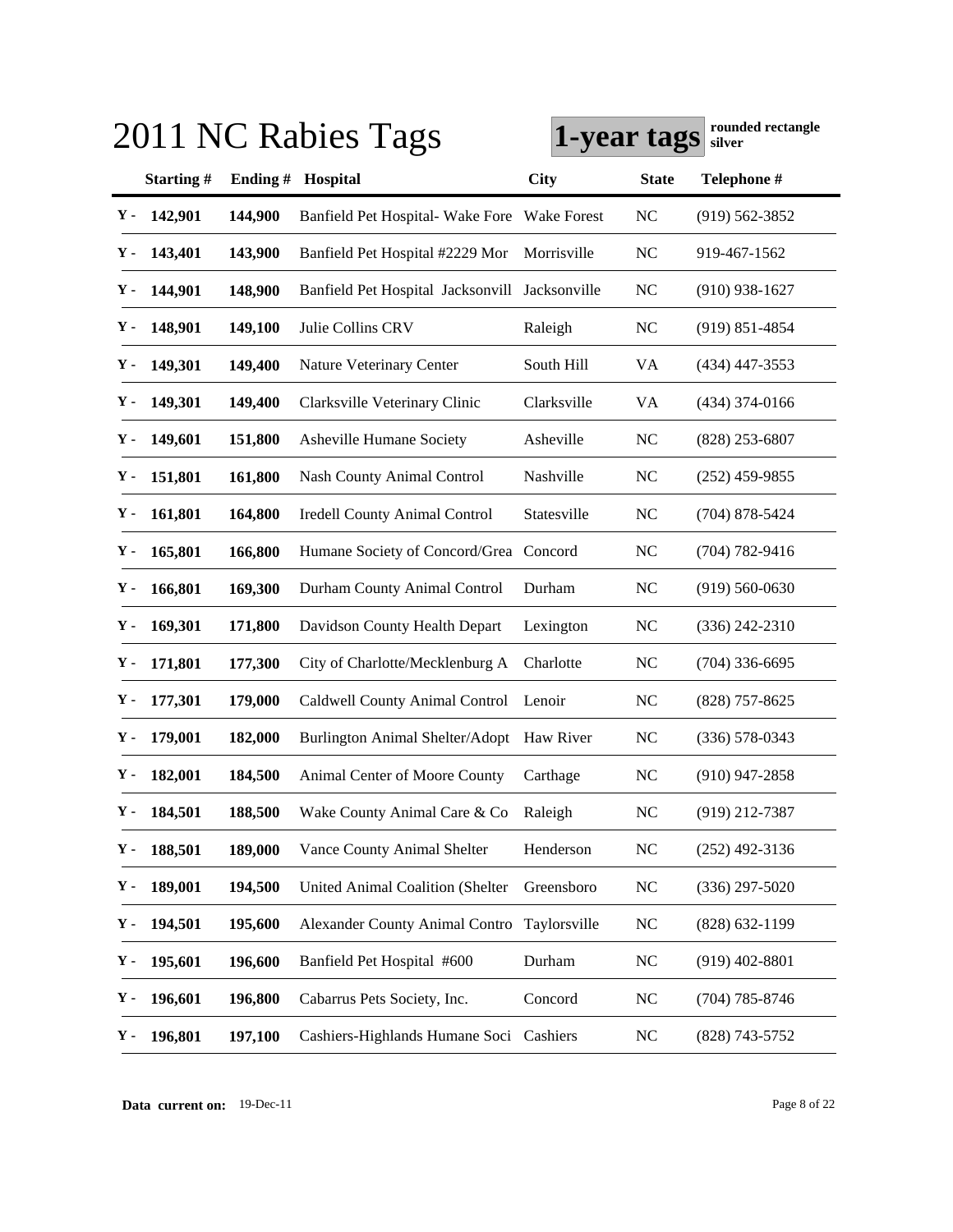# 2011 NC Rabies Tags

**1-year tags** **rounded rectangle silver**

| | Starting # | Ending # | Hospital | City | State | Telephone # |
|---|---|---|---|---|---|---|
| Y - | 142,901 | 144,900 | Banfield Pet Hospital- Wake Fore | Wake Forest | NC | (919) 562-3852 |
| Y - | 143,401 | 143,900 | Banfield Pet Hospital #2229 Mor | Morrisville | NC | 919-467-1562 |
| Y - | 144,901 | 148,900 | Banfield Pet Hospital Jacksonvill | Jacksonville | NC | (910) 938-1627 |
| Y - | 148,901 | 149,100 | Julie Collins CRV | Raleigh | NC | (919) 851-4854 |
| Y - | 149,301 | 149,400 | Nature Veterinary Center | South Hill | VA | (434) 447-3553 |
| Y - | 149,301 | 149,400 | Clarksville Veterinary Clinic | Clarksville | VA | (434) 374-0166 |
| Y - | 149,601 | 151,800 | Asheville Humane Society | Asheville | NC | (828) 253-6807 |
| Y - | 151,801 | 161,800 | Nash County Animal Control | Nashville | NC | (252) 459-9855 |
| Y - | 161,801 | 164,800 | Iredell County Animal Control | Statesville | NC | (704) 878-5424 |
| Y - | 165,801 | 166,800 | Humane Society of Concord/Grea | Concord | NC | (704) 782-9416 |
| Y - | 166,801 | 169,300 | Durham County Animal Control | Durham | NC | (919) 560-0630 |
| Y - | 169,301 | 171,800 | Davidson County Health Depart | Lexington | NC | (336) 242-2310 |
| Y - | 171,801 | 177,300 | City of Charlotte/Mecklenburg A | Charlotte | NC | (704) 336-6695 |
| Y - | 177,301 | 179,000 | Caldwell County Animal Control | Lenoir | NC | (828) 757-8625 |
| Y - | 179,001 | 182,000 | Burlington Animal Shelter/Adopt | Haw River | NC | (336) 578-0343 |
| Y - | 182,001 | 184,500 | Animal Center of Moore County | Carthage | NC | (910) 947-2858 |
| Y - | 184,501 | 188,500 | Wake County Animal Care & Co | Raleigh | NC | (919) 212-7387 |
| Y - | 188,501 | 189,000 | Vance County Animal Shelter | Henderson | NC | (252) 492-3136 |
| Y - | 189,001 | 194,500 | United Animal Coalition (Shelter | Greensboro | NC | (336) 297-5020 |
| Y - | 194,501 | 195,600 | Alexander County Animal Contro | Taylorsville | NC | (828) 632-1199 |
| Y - | 195,601 | 196,600 | Banfield Pet Hospital #600 | Durham | NC | (919) 402-8801 |
| Y - | 196,601 | 196,800 | Cabarrus Pets Society, Inc. | Concord | NC | (704) 785-8746 |
| Y - | 196,801 | 197,100 | Cashiers-Highlands Humane Soci | Cashiers | NC | (828) 743-5752 |

**Data current on:** 19-Dec-11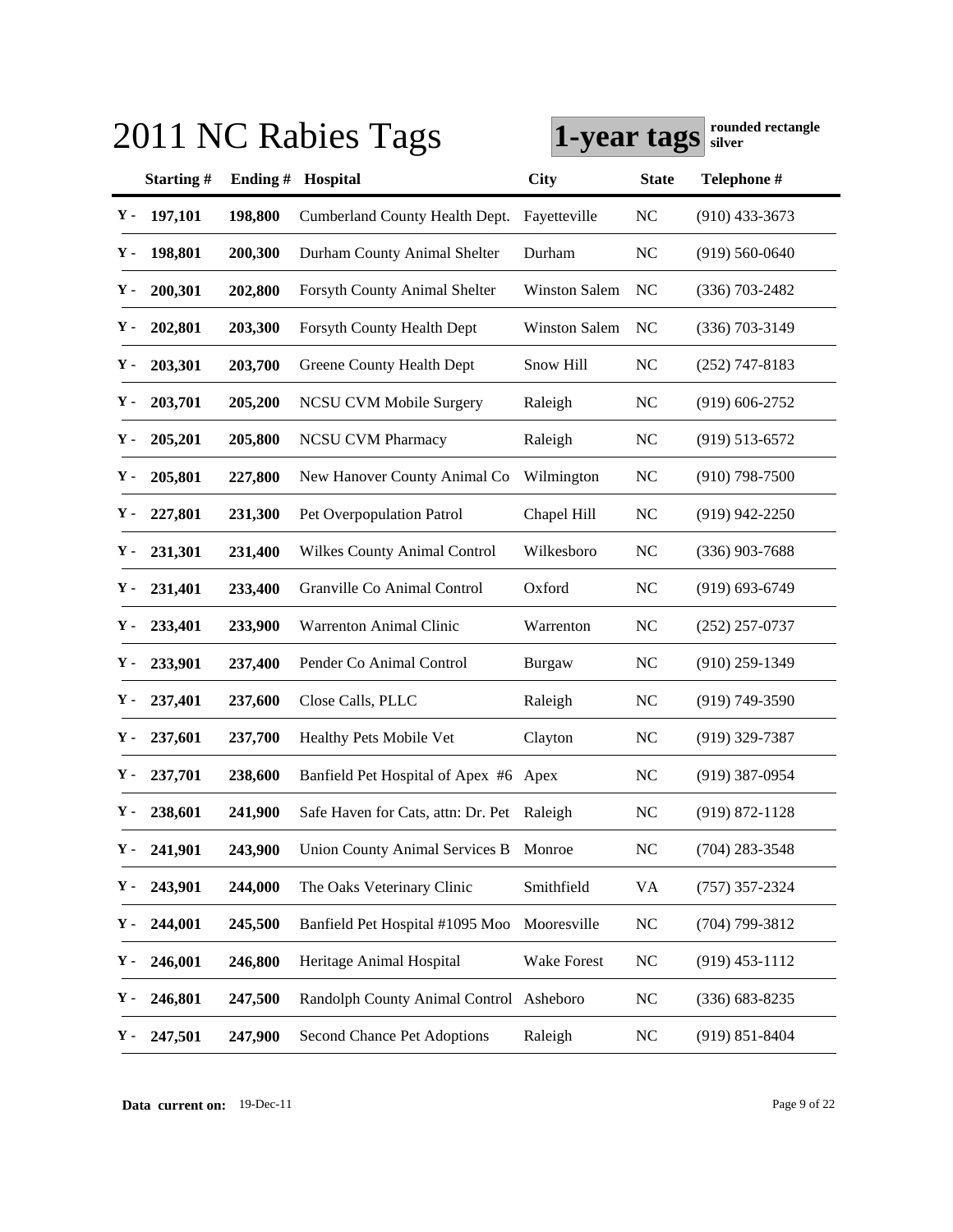# 2011 NC Rabies Tags

**1-year tags** **rounded rectangle silver**

| | Starting # | Ending # | Hospital | City | State | Telephone # |
|---|---|---|---|---|---|---|
| Y - | 197,101 | 198,800 | Cumberland County Health Dept. | Fayetteville | NC | (910) 433-3673 |
| Y - | 198,801 | 200,300 | Durham County Animal Shelter | Durham | NC | (919) 560-0640 |
| Y - | 200,301 | 202,800 | Forsyth County Animal Shelter | Winston Salem | NC | (336) 703-2482 |
| Y - | 202,801 | 203,300 | Forsyth County Health Dept | Winston Salem | NC | (336) 703-3149 |
| Y - | 203,301 | 203,700 | Greene County Health Dept | Snow Hill | NC | (252) 747-8183 |
| Y - | 203,701 | 205,200 | NCSU CVM Mobile Surgery | Raleigh | NC | (919) 606-2752 |
| Y - | 205,201 | 205,800 | NCSU CVM Pharmacy | Raleigh | NC | (919) 513-6572 |
| Y - | 205,801 | 227,800 | New Hanover County Animal Co | Wilmington | NC | (910) 798-7500 |
| Y - | 227,801 | 231,300 | Pet Overpopulation Patrol | Chapel Hill | NC | (919) 942-2250 |
| Y - | 231,301 | 231,400 | Wilkes County Animal Control | Wilkesboro | NC | (336) 903-7688 |
| Y - | 231,401 | 233,400 | Granville Co Animal Control | Oxford | NC | (919) 693-6749 |
| Y - | 233,401 | 233,900 | Warrenton Animal Clinic | Warrenton | NC | (252) 257-0737 |
| Y - | 233,901 | 237,400 | Pender Co Animal Control | Burgaw | NC | (910) 259-1349 |
| Y - | 237,401 | 237,600 | Close Calls, PLLC | Raleigh | NC | (919) 749-3590 |
| Y - | 237,601 | 237,700 | Healthy Pets Mobile Vet | Clayton | NC | (919) 329-7387 |
| Y - | 237,701 | 238,600 | Banfield Pet Hospital of Apex #6 | Apex | NC | (919) 387-0954 |
| Y - | 238,601 | 241,900 | Safe Haven for Cats, attn: Dr. Pet | Raleigh | NC | (919) 872-1128 |
| Y - | 241,901 | 243,900 | Union County Animal Services B | Monroe | NC | (704) 283-3548 |
| Y - | 243,901 | 244,000 | The Oaks Veterinary Clinic | Smithfield | VA | (757) 357-2324 |
| Y - | 244,001 | 245,500 | Banfield Pet Hospital #1095 Moo | Mooresville | NC | (704) 799-3812 |
| Y - | 246,001 | 246,800 | Heritage Animal Hospital | Wake Forest | NC | (919) 453-1112 |
| Y - | 246,801 | 247,500 | Randolph County Animal Control | Asheboro | NC | (336) 683-8235 |
| Y - | 247,501 | 247,900 | Second Chance Pet Adoptions | Raleigh | NC | (919) 851-8404 |

**Data current on:** 19-Dec-11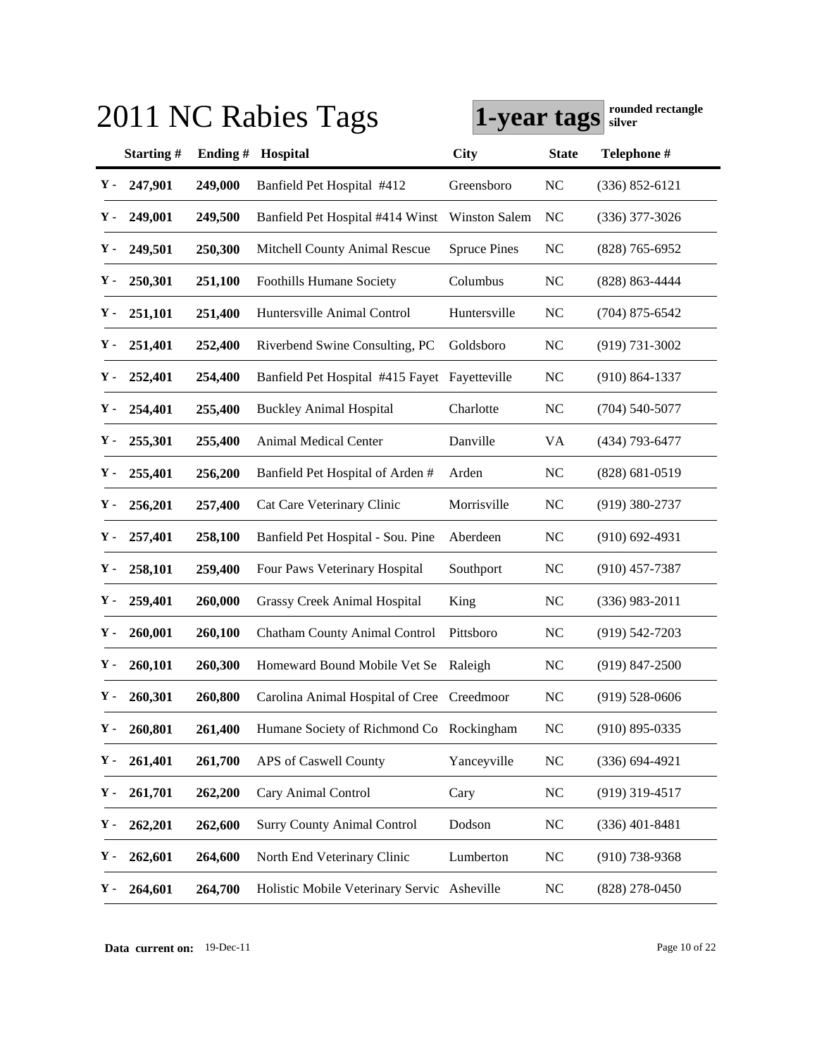# 2011 NC Rabies Tags

**1-year tags** **rounded rectangle silver**

| | Starting # | Ending # | Hospital | City | State | Telephone # |
|---|---|---|---|---|---|---|
| Y - | 247,901 | 249,000 | Banfield Pet Hospital #412 | Greensboro | NC | (336) 852-6121 |
| Y - | 249,001 | 249,500 | Banfield Pet Hospital #414 Winst | Winston Salem | NC | (336) 377-3026 |
| Y - | 249,501 | 250,300 | Mitchell County Animal Rescue | Spruce Pines | NC | (828) 765-6952 |
| Y - | 250,301 | 251,100 | Foothills Humane Society | Columbus | NC | (828) 863-4444 |
| Y - | 251,101 | 251,400 | Huntersville Animal Control | Huntersville | NC | (704) 875-6542 |
| Y - | 251,401 | 252,400 | Riverbend Swine Consulting, PC | Goldsboro | NC | (919) 731-3002 |
| Y - | 252,401 | 254,400 | Banfield Pet Hospital #415 Fayet | Fayetteville | NC | (910) 864-1337 |
| Y - | 254,401 | 255,400 | Buckley Animal Hospital | Charlotte | NC | (704) 540-5077 |
| Y - | 255,301 | 255,400 | Animal Medical Center | Danville | VA | (434) 793-6477 |
| Y - | 255,401 | 256,200 | Banfield Pet Hospital of Arden # | Arden | NC | (828) 681-0519 |
| Y - | 256,201 | 257,400 | Cat Care Veterinary Clinic | Morrisville | NC | (919) 380-2737 |
| Y - | 257,401 | 258,100 | Banfield Pet Hospital - Sou. Pine | Aberdeen | NC | (910) 692-4931 |
| Y - | 258,101 | 259,400 | Four Paws Veterinary Hospital | Southport | NC | (910) 457-7387 |
| Y - | 259,401 | 260,000 | Grassy Creek Animal Hospital | King | NC | (336) 983-2011 |
| Y - | 260,001 | 260,100 | Chatham County Animal Control | Pittsboro | NC | (919) 542-7203 |
| Y - | 260,101 | 260,300 | Homeward Bound Mobile Vet Se | Raleigh | NC | (919) 847-2500 |
| Y - | 260,301 | 260,800 | Carolina Animal Hospital of Cree | Creedmoor | NC | (919) 528-0606 |
| Y - | 260,801 | 261,400 | Humane Society of Richmond Co | Rockingham | NC | (910) 895-0335 |
| Y - | 261,401 | 261,700 | APS of Caswell County | Yanceyville | NC | (336) 694-4921 |
| Y - | 261,701 | 262,200 | Cary Animal Control | Cary | NC | (919) 319-4517 |
| Y - | 262,201 | 262,600 | Surry County Animal Control | Dodson | NC | (336) 401-8481 |
| Y - | 262,601 | 264,600 | North End Veterinary Clinic | Lumberton | NC | (910) 738-9368 |
| Y - | 264,601 | 264,700 | Holistic Mobile Veterinary Servic | Asheville | NC | (828) 278-0450 |

**Data current on:** 19-Dec-11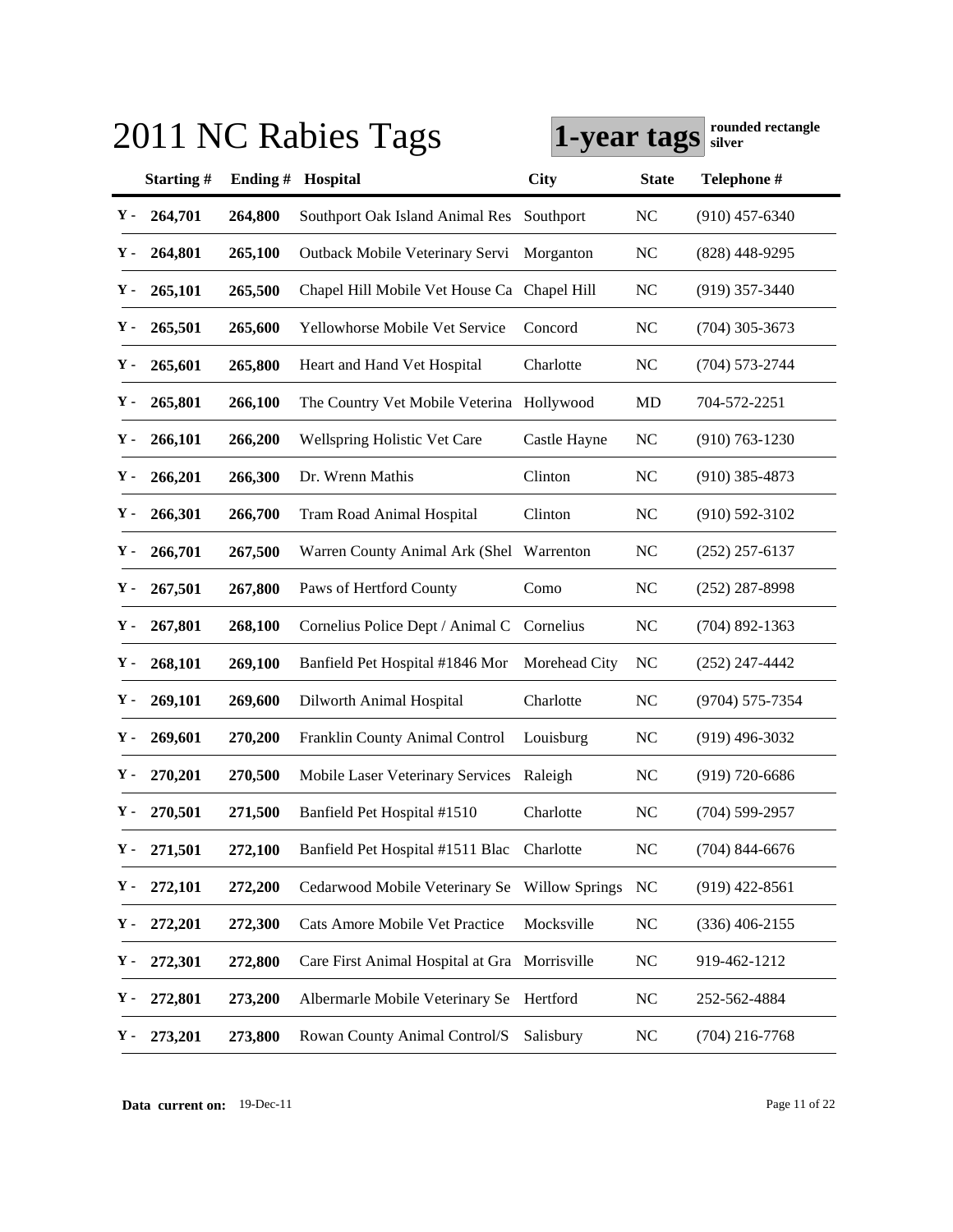# 2011 NC Rabies Tags

**1-year tags** **rounded rectangle silver**

| | Starting # | Ending # | Hospital | City | State | Telephone # |
|---|---|---|---|---|---|---|
| Y - | 264,701 | 264,800 | Southport Oak Island Animal Res | Southport | NC | (910) 457-6340 |
| Y - | 264,801 | 265,100 | Outback Mobile Veterinary Servi | Morganton | NC | (828) 448-9295 |
| Y - | 265,101 | 265,500 | Chapel Hill Mobile Vet House Ca | Chapel Hill | NC | (919) 357-3440 |
| Y - | 265,501 | 265,600 | Yellowhorse Mobile Vet Service | Concord | NC | (704) 305-3673 |
| Y - | 265,601 | 265,800 | Heart and Hand Vet Hospital | Charlotte | NC | (704) 573-2744 |
| Y - | 265,801 | 266,100 | The Country Vet Mobile Veterina | Hollywood | MD | 704-572-2251 |
| Y - | 266,101 | 266,200 | Wellspring Holistic Vet Care | Castle Hayne | NC | (910) 763-1230 |
| Y - | 266,201 | 266,300 | Dr. Wrenn Mathis | Clinton | NC | (910) 385-4873 |
| Y - | 266,301 | 266,700 | Tram Road Animal Hospital | Clinton | NC | (910) 592-3102 |
| Y - | 266,701 | 267,500 | Warren County Animal Ark (Shel | Warrenton | NC | (252) 257-6137 |
| Y - | 267,501 | 267,800 | Paws of Hertford County | Como | NC | (252) 287-8998 |
| Y - | 267,801 | 268,100 | Cornelius Police Dept / Animal C | Cornelius | NC | (704) 892-1363 |
| Y - | 268,101 | 269,100 | Banfield Pet Hospital #1846 Mor | Morehead City | NC | (252) 247-4442 |
| Y - | 269,101 | 269,600 | Dilworth Animal Hospital | Charlotte | NC | (9704) 575-7354 |
| Y - | 269,601 | 270,200 | Franklin County Animal Control | Louisburg | NC | (919) 496-3032 |
| Y - | 270,201 | 270,500 | Mobile Laser Veterinary Services | Raleigh | NC | (919) 720-6686 |
| Y - | 270,501 | 271,500 | Banfield Pet Hospital #1510 | Charlotte | NC | (704) 599-2957 |
| Y - | 271,501 | 272,100 | Banfield Pet Hospital #1511 Blac | Charlotte | NC | (704) 844-6676 |
| Y - | 272,101 | 272,200 | Cedarwood Mobile Veterinary Se | Willow Springs | NC | (919) 422-8561 |
| Y - | 272,201 | 272,300 | Cats Amore Mobile Vet Practice | Mocksville | NC | (336) 406-2155 |
| Y - | 272,301 | 272,800 | Care First Animal Hospital at Gra | Morrisville | NC | 919-462-1212 |
| Y - | 272,801 | 273,200 | Albermarle Mobile Veterinary Se | Hertford | NC | 252-562-4884 |
| Y - | 273,201 | 273,800 | Rowan County Animal Control/S | Salisbury | NC | (704) 216-7768 |

**Data current on:** 19-Dec-11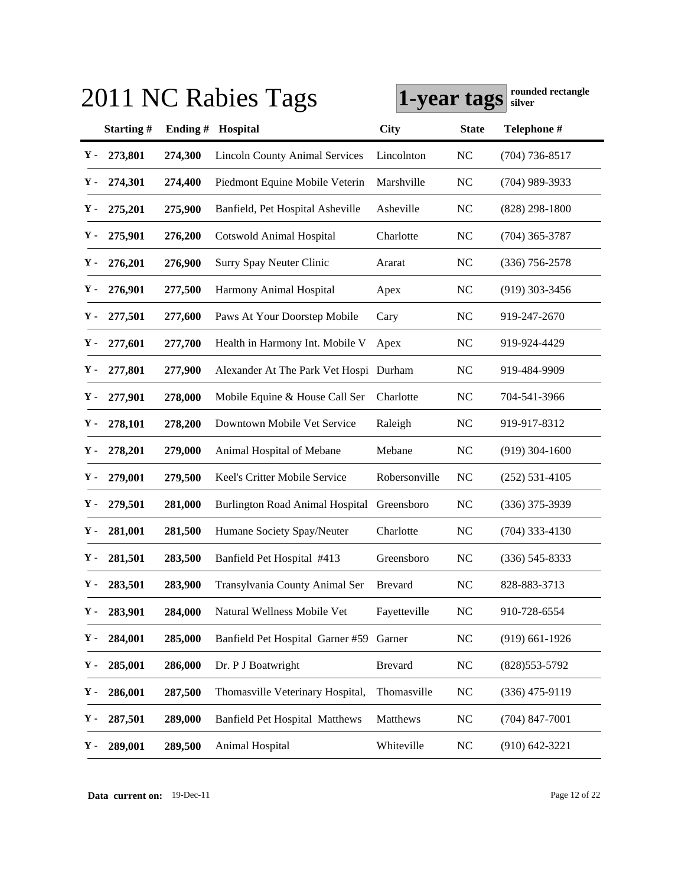# 2011 NC Rabies Tags

**1-year tags** **rounded rectangle silver**

| | Starting # | Ending # | Hospital | City | State | Telephone # |
|---|---|---|---|---|---|---|
| Y - | 273,801 | 274,300 | Lincoln County Animal Services | Lincolnton | NC | (704) 736-8517 |
| Y - | 274,301 | 274,400 | Piedmont Equine Mobile Veterin | Marshville | NC | (704) 989-3933 |
| Y - | 275,201 | 275,900 | Banfield, Pet Hospital Asheville | Asheville | NC | (828) 298-1800 |
| Y - | 275,901 | 276,200 | Cotswold Animal Hospital | Charlotte | NC | (704) 365-3787 |
| Y - | 276,201 | 276,900 | Surry Spay Neuter Clinic | Ararat | NC | (336) 756-2578 |
| Y - | 276,901 | 277,500 | Harmony Animal Hospital | Apex | NC | (919) 303-3456 |
| Y - | 277,501 | 277,600 | Paws At Your Doorstep Mobile | Cary | NC | 919-247-2670 |
| Y - | 277,601 | 277,700 | Health in Harmony Int. Mobile V | Apex | NC | 919-924-4429 |
| Y - | 277,801 | 277,900 | Alexander At The Park Vet Hospi | Durham | NC | 919-484-9909 |
| Y - | 277,901 | 278,000 | Mobile Equine & House Call Ser | Charlotte | NC | 704-541-3966 |
| Y - | 278,101 | 278,200 | Downtown Mobile Vet Service | Raleigh | NC | 919-917-8312 |
| Y - | 278,201 | 279,000 | Animal Hospital of Mebane | Mebane | NC | (919) 304-1600 |
| Y - | 279,001 | 279,500 | Keel's Critter Mobile Service | Robersonville | NC | (252) 531-4105 |
| Y - | 279,501 | 281,000 | Burlington Road Animal Hospital | Greensboro | NC | (336) 375-3939 |
| Y - | 281,001 | 281,500 | Humane Society Spay/Neuter | Charlotte | NC | (704) 333-4130 |
| Y - | 281,501 | 283,500 | Banfield Pet Hospital #413 | Greensboro | NC | (336) 545-8333 |
| Y - | 283,501 | 283,900 | Transylvania County Animal Ser | Brevard | NC | 828-883-3713 |
| Y - | 283,901 | 284,000 | Natural Wellness Mobile Vet | Fayetteville | NC | 910-728-6554 |
| Y - | 284,001 | 285,000 | Banfield Pet Hospital Garner #59 | Garner | NC | (919) 661-1926 |
| Y - | 285,001 | 286,000 | Dr. P J Boatwright | Brevard | NC | (828)553-5792 |
| Y - | 286,001 | 287,500 | Thomasville Veterinary Hospital, | Thomasville | NC | (336) 475-9119 |
| Y - | 287,501 | 289,000 | Banfield Pet Hospital Matthews | Matthews | NC | (704) 847-7001 |
| Y - | 289,001 | 289,500 | Animal Hospital | Whiteville | NC | (910) 642-3221 |

**Data current on:** 19-Dec-11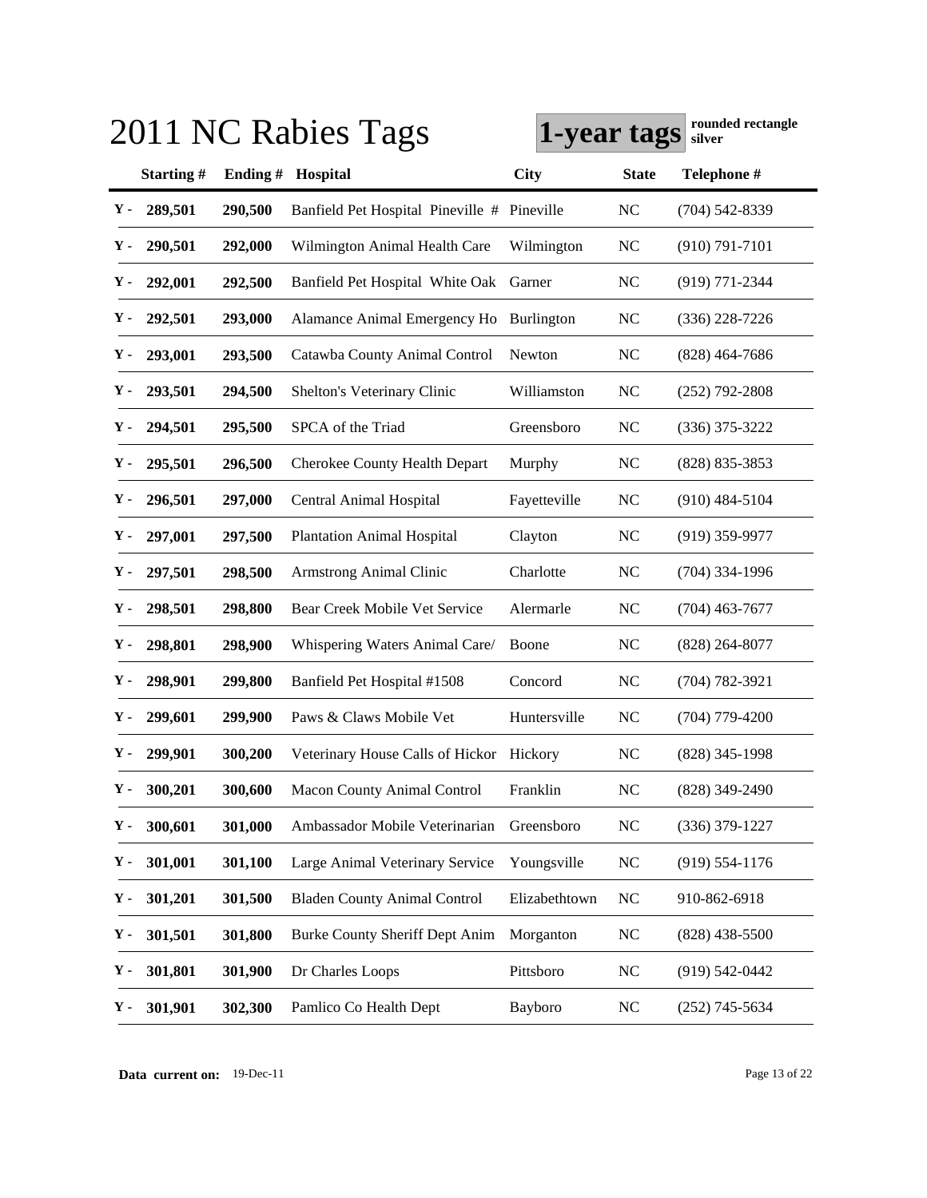# 2011 NC Rabies Tags

**1-year tags** **rounded rectangle silver**

| | Starting # | Ending # | Hospital | City | State | Telephone # |
|---|---|---|---|---|---|---|
| Y - | 289,501 | 290,500 | Banfield Pet Hospital Pineville # | Pineville | NC | (704) 542-8339 |
| Y - | 290,501 | 292,000 | Wilmington Animal Health Care | Wilmington | NC | (910) 791-7101 |
| Y - | 292,001 | 292,500 | Banfield Pet Hospital White Oak | Garner | NC | (919) 771-2344 |
| Y - | 292,501 | 293,000 | Alamance Animal Emergency Ho | Burlington | NC | (336) 228-7226 |
| Y - | 293,001 | 293,500 | Catawba County Animal Control | Newton | NC | (828) 464-7686 |
| Y - | 293,501 | 294,500 | Shelton's Veterinary Clinic | Williamston | NC | (252) 792-2808 |
| Y - | 294,501 | 295,500 | SPCA of the Triad | Greensboro | NC | (336) 375-3222 |
| Y - | 295,501 | 296,500 | Cherokee County Health Depart | Murphy | NC | (828) 835-3853 |
| Y - | 296,501 | 297,000 | Central Animal Hospital | Fayetteville | NC | (910) 484-5104 |
| Y - | 297,001 | 297,500 | Plantation Animal Hospital | Clayton | NC | (919) 359-9977 |
| Y - | 297,501 | 298,500 | Armstrong Animal Clinic | Charlotte | NC | (704) 334-1996 |
| Y - | 298,501 | 298,800 | Bear Creek Mobile Vet Service | Alermarle | NC | (704) 463-7677 |
| Y - | 298,801 | 298,900 | Whispering Waters Animal Care/ | Boone | NC | (828) 264-8077 |
| Y - | 298,901 | 299,800 | Banfield Pet Hospital #1508 | Concord | NC | (704) 782-3921 |
| Y - | 299,601 | 299,900 | Paws & Claws Mobile Vet | Huntersville | NC | (704) 779-4200 |
| Y - | 299,901 | 300,200 | Veterinary House Calls of Hickor | Hickory | NC | (828) 345-1998 |
| Y - | 300,201 | 300,600 | Macon County Animal Control | Franklin | NC | (828) 349-2490 |
| Y - | 300,601 | 301,000 | Ambassador Mobile Veterinarian | Greensboro | NC | (336) 379-1227 |
| Y - | 301,001 | 301,100 | Large Animal Veterinary Service | Youngsville | NC | (919) 554-1176 |
| Y - | 301,201 | 301,500 | Bladen County Animal Control | Elizabethtown | NC | 910-862-6918 |
| Y - | 301,501 | 301,800 | Burke County Sheriff Dept Anim | Morganton | NC | (828) 438-5500 |
| Y - | 301,801 | 301,900 | Dr Charles Loops | Pittsboro | NC | (919) 542-0442 |
| Y - | 301,901 | 302,300 | Pamlico Co Health Dept | Bayboro | NC | (252) 745-5634 |

**Data current on:** 19-Dec-11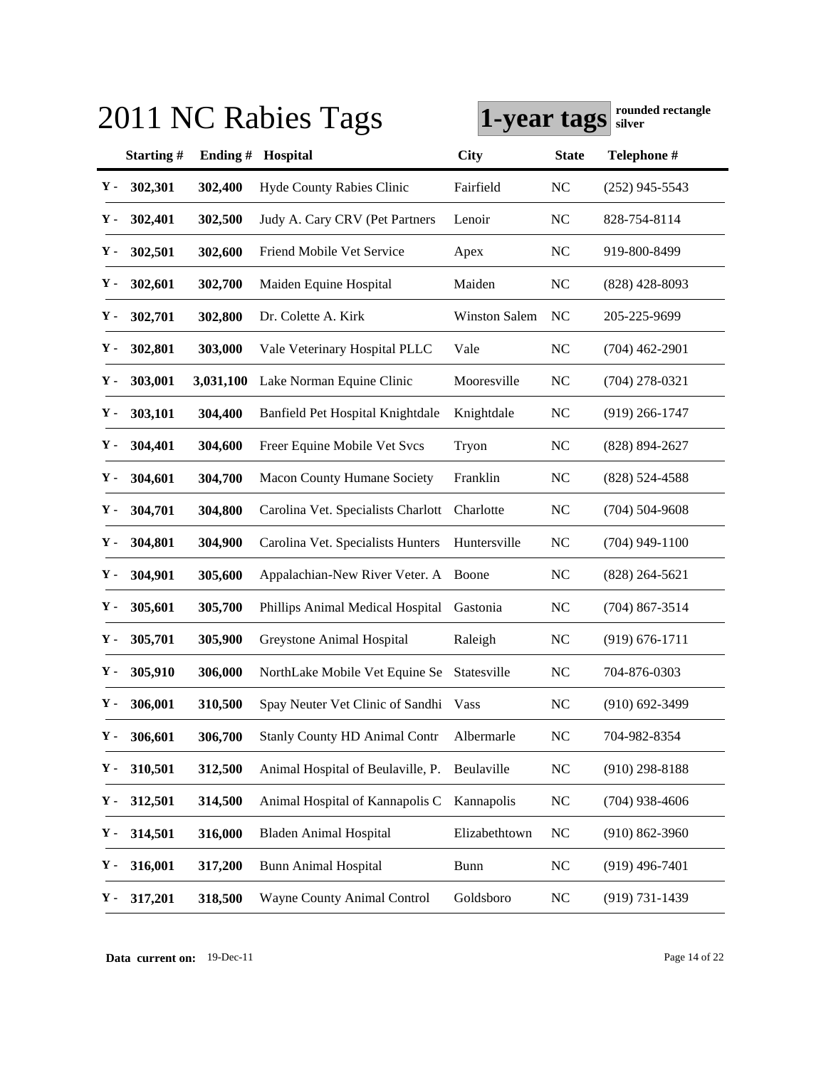# 2011 NC Rabies Tags

**1-year tags** **rounded rectangle silver**

| | Starting # | Ending # | Hospital | City | State | Telephone # |
|---|---|---|---|---|---|---|
| Y - | 302,301 | 302,400 | Hyde County Rabies Clinic | Fairfield | NC | (252) 945-5543 |
| Y - | 302,401 | 302,500 | Judy A. Cary CRV (Pet Partners | Lenoir | NC | 828-754-8114 |
| Y - | 302,501 | 302,600 | Friend Mobile Vet Service | Apex | NC | 919-800-8499 |
| Y - | 302,601 | 302,700 | Maiden Equine Hospital | Maiden | NC | (828) 428-8093 |
| Y - | 302,701 | 302,800 | Dr. Colette A. Kirk | Winston Salem | NC | 205-225-9699 |
| Y - | 302,801 | 303,000 | Vale Veterinary Hospital PLLC | Vale | NC | (704) 462-2901 |
| Y - | 303,001 | 3,031,100 | Lake Norman Equine Clinic | Mooresville | NC | (704) 278-0321 |
| Y - | 303,101 | 304,400 | Banfield Pet Hospital Knightdale | Knightdale | NC | (919) 266-1747 |
| Y - | 304,401 | 304,600 | Freer Equine Mobile Vet Svcs | Tryon | NC | (828) 894-2627 |
| Y - | 304,601 | 304,700 | Macon County Humane Society | Franklin | NC | (828) 524-4588 |
| Y - | 304,701 | 304,800 | Carolina Vet. Specialists Charlott | Charlotte | NC | (704) 504-9608 |
| Y - | 304,801 | 304,900 | Carolina Vet. Specialists Hunters | Huntersville | NC | (704) 949-1100 |
| Y - | 304,901 | 305,600 | Appalachian-New River Veter. A | Boone | NC | (828) 264-5621 |
| Y - | 305,601 | 305,700 | Phillips Animal Medical Hospital | Gastonia | NC | (704) 867-3514 |
| Y - | 305,701 | 305,900 | Greystone Animal Hospital | Raleigh | NC | (919) 676-1711 |
| Y - | 305,910 | 306,000 | NorthLake Mobile Vet Equine Se | Statesville | NC | 704-876-0303 |
| Y - | 306,001 | 310,500 | Spay Neuter Vet Clinic of Sandhi | Vass | NC | (910) 692-3499 |
| Y - | 306,601 | 306,700 | Stanly County HD Animal Contr | Albermarle | NC | 704-982-8354 |
| Y - | 310,501 | 312,500 | Animal Hospital of Beulaville, P. | Beulaville | NC | (910) 298-8188 |
| Y - | 312,501 | 314,500 | Animal Hospital of Kannapolis C | Kannapolis | NC | (704) 938-4606 |
| Y - | 314,501 | 316,000 | Bladen Animal Hospital | Elizabethtown | NC | (910) 862-3960 |
| Y - | 316,001 | 317,200 | Bunn Animal Hospital | Bunn | NC | (919) 496-7401 |
| Y - | 317,201 | 318,500 | Wayne County Animal Control | Goldsboro | NC | (919) 731-1439 |

**Data current on:** 19-Dec-11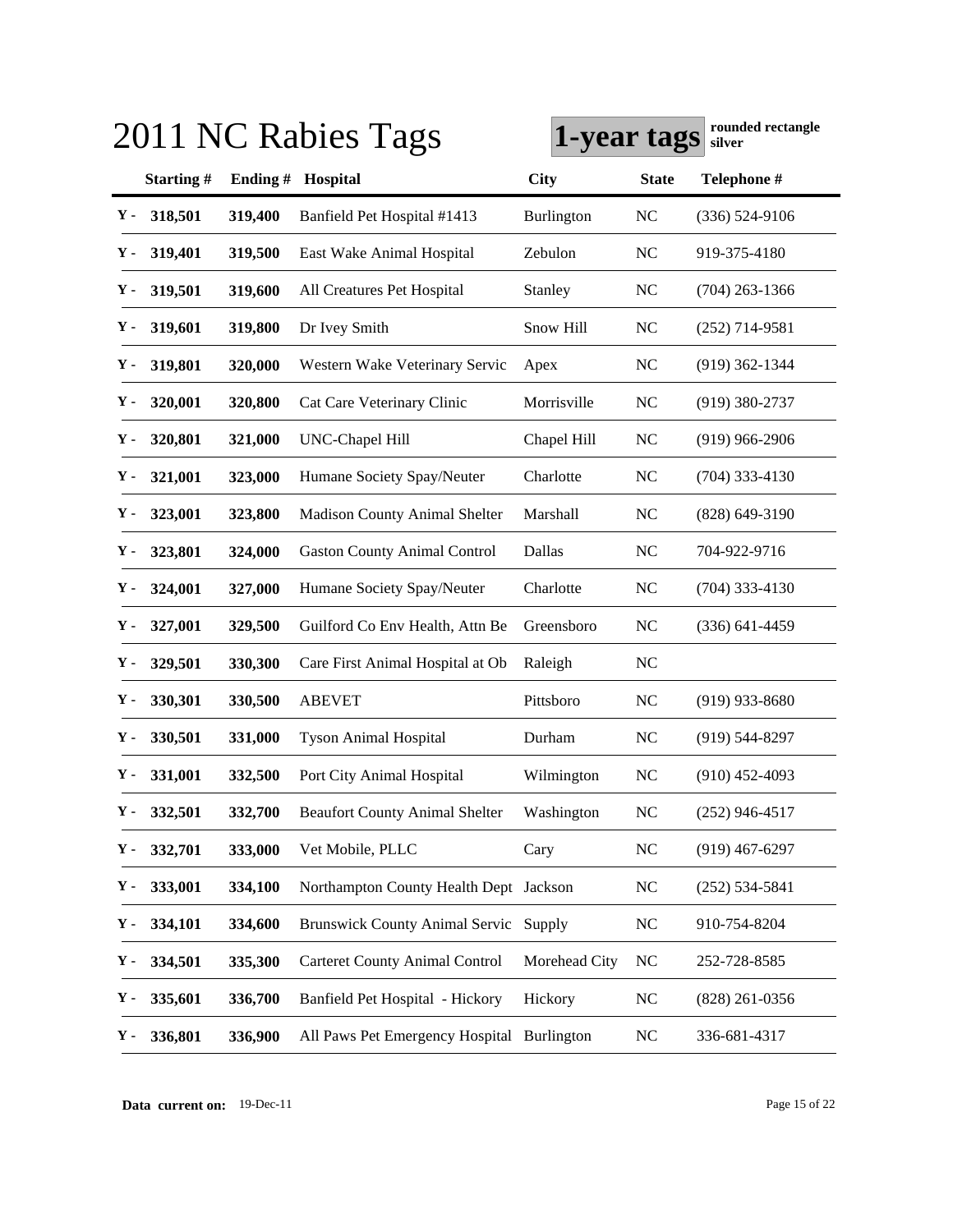# 2011 NC Rabies Tags

**1-year tags** **rounded rectangle silver**

| | Starting # | Ending # | Hospital | City | State | Telephone # |
|---|---|---|---|---|---|---|
| Y - | 318,501 | 319,400 | Banfield Pet Hospital #1413 | Burlington | NC | (336) 524-9106 |
| Y - | 319,401 | 319,500 | East Wake Animal Hospital | Zebulon | NC | 919-375-4180 |
| Y - | 319,501 | 319,600 | All Creatures Pet Hospital | Stanley | NC | (704) 263-1366 |
| Y - | 319,601 | 319,800 | Dr Ivey Smith | Snow Hill | NC | (252) 714-9581 |
| Y - | 319,801 | 320,000 | Western Wake Veterinary Servic | Apex | NC | (919) 362-1344 |
| Y - | 320,001 | 320,800 | Cat Care Veterinary Clinic | Morrisville | NC | (919) 380-2737 |
| Y - | 320,801 | 321,000 | UNC-Chapel Hill | Chapel Hill | NC | (919) 966-2906 |
| Y - | 321,001 | 323,000 | Humane Society Spay/Neuter | Charlotte | NC | (704) 333-4130 |
| Y - | 323,001 | 323,800 | Madison County Animal Shelter | Marshall | NC | (828) 649-3190 |
| Y - | 323,801 | 324,000 | Gaston County Animal Control | Dallas | NC | 704-922-9716 |
| Y - | 324,001 | 327,000 | Humane Society Spay/Neuter | Charlotte | NC | (704) 333-4130 |
| Y - | 327,001 | 329,500 | Guilford Co Env Health, Attn Be | Greensboro | NC | (336) 641-4459 |
| Y - | 329,501 | 330,300 | Care First Animal Hospital at Ob | Raleigh | NC | |
| Y - | 330,301 | 330,500 | ABEVET | Pittsboro | NC | (919) 933-8680 |
| Y - | 330,501 | 331,000 | Tyson Animal Hospital | Durham | NC | (919) 544-8297 |
| Y - | 331,001 | 332,500 | Port City Animal Hospital | Wilmington | NC | (910) 452-4093 |
| Y - | 332,501 | 332,700 | Beaufort County Animal Shelter | Washington | NC | (252) 946-4517 |
| Y - | 332,701 | 333,000 | Vet Mobile, PLLC | Cary | NC | (919) 467-6297 |
| Y - | 333,001 | 334,100 | Northampton County Health Dept | Jackson | NC | (252) 534-5841 |
| Y - | 334,101 | 334,600 | Brunswick County Animal Servic | Supply | NC | 910-754-8204 |
| Y - | 334,501 | 335,300 | Carteret County Animal Control | Morehead City | NC | 252-728-8585 |
| Y - | 335,601 | 336,700 | Banfield Pet Hospital - Hickory | Hickory | NC | (828) 261-0356 |
| Y - | 336,801 | 336,900 | All Paws Pet Emergency Hospital | Burlington | NC | 336-681-4317 |

**Data current on:** 19-Dec-11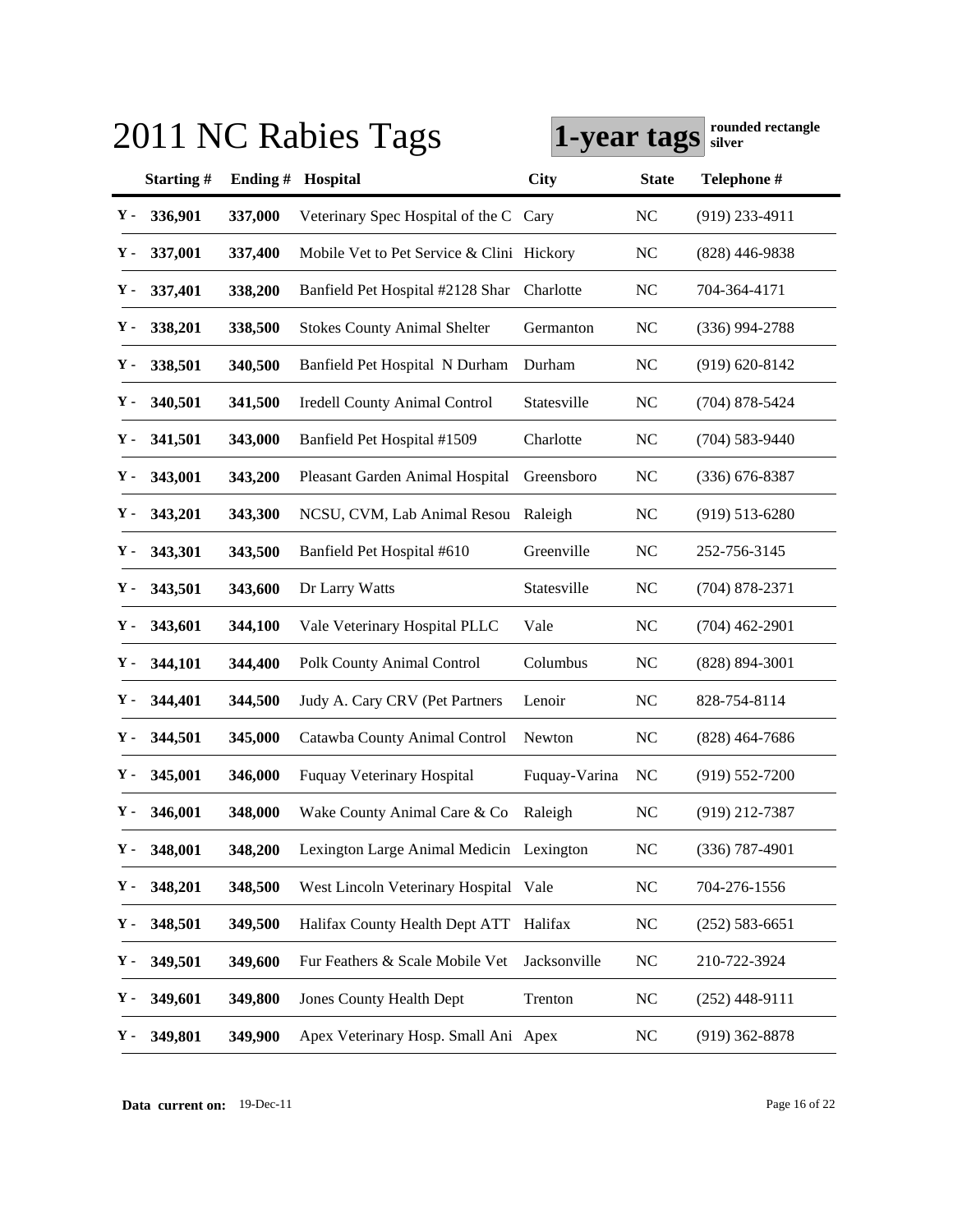# 2011 NC Rabies Tags

**1-year tags** **rounded rectangle silver**

| | Starting # | Ending # | Hospital | City | State | Telephone # |
|---|---|---|---|---|---|---|
| Y - | 336,901 | 337,000 | Veterinary Spec Hospital of the C | Cary | NC | (919) 233-4911 |
| Y - | 337,001 | 337,400 | Mobile Vet to Pet Service & Clini | Hickory | NC | (828) 446-9838 |
| Y - | 337,401 | 338,200 | Banfield Pet Hospital #2128 Shar | Charlotte | NC | 704-364-4171 |
| Y - | 338,201 | 338,500 | Stokes County Animal Shelter | Germanton | NC | (336) 994-2788 |
| Y - | 338,501 | 340,500 | Banfield Pet Hospital N Durham | Durham | NC | (919) 620-8142 |
| Y - | 340,501 | 341,500 | Iredell County Animal Control | Statesville | NC | (704) 878-5424 |
| Y - | 341,501 | 343,000 | Banfield Pet Hospital #1509 | Charlotte | NC | (704) 583-9440 |
| Y - | 343,001 | 343,200 | Pleasant Garden Animal Hospital | Greensboro | NC | (336) 676-8387 |
| Y - | 343,201 | 343,300 | NCSU, CVM, Lab Animal Resou | Raleigh | NC | (919) 513-6280 |
| Y - | 343,301 | 343,500 | Banfield Pet Hospital #610 | Greenville | NC | 252-756-3145 |
| Y - | 343,501 | 343,600 | Dr Larry Watts | Statesville | NC | (704) 878-2371 |
| Y - | 343,601 | 344,100 | Vale Veterinary Hospital PLLC | Vale | NC | (704) 462-2901 |
| Y - | 344,101 | 344,400 | Polk County Animal Control | Columbus | NC | (828) 894-3001 |
| Y - | 344,401 | 344,500 | Judy A. Cary CRV (Pet Partners | Lenoir | NC | 828-754-8114 |
| Y - | 344,501 | 345,000 | Catawba County Animal Control | Newton | NC | (828) 464-7686 |
| Y - | 345,001 | 346,000 | Fuquay Veterinary Hospital | Fuquay-Varina | NC | (919) 552-7200 |
| Y - | 346,001 | 348,000 | Wake County Animal Care & Co | Raleigh | NC | (919) 212-7387 |
| Y - | 348,001 | 348,200 | Lexington Large Animal Medicin | Lexington | NC | (336) 787-4901 |
| Y - | 348,201 | 348,500 | West Lincoln Veterinary Hospital | Vale | NC | 704-276-1556 |
| Y - | 348,501 | 349,500 | Halifax County Health Dept ATT | Halifax | NC | (252) 583-6651 |
| Y - | 349,501 | 349,600 | Fur Feathers & Scale Mobile Vet | Jacksonville | NC | 210-722-3924 |
| Y - | 349,601 | 349,800 | Jones County Health Dept | Trenton | NC | (252) 448-9111 |
| Y - | 349,801 | 349,900 | Apex Veterinary Hosp. Small Ani | Apex | NC | (919) 362-8878 |

**Data current on:** 19-Dec-11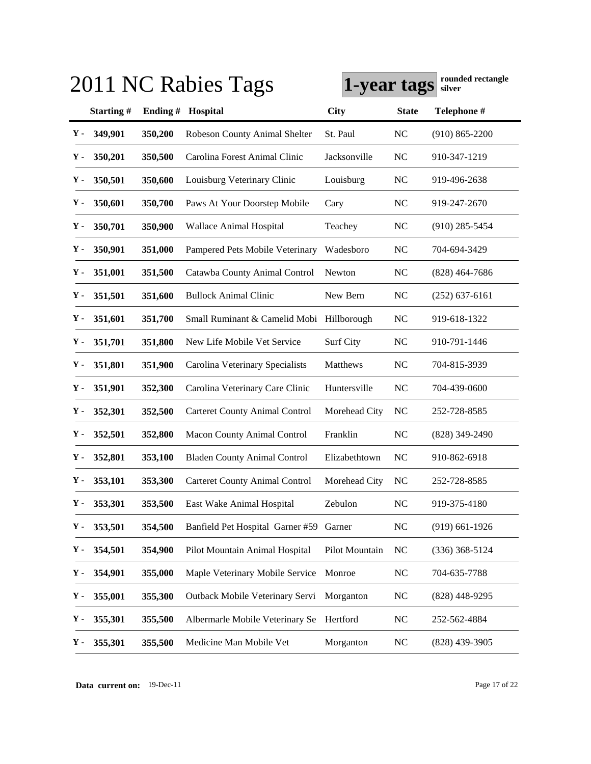# 2011 NC Rabies Tags

**1-year tags** **rounded rectangle silver**

| | Starting # | Ending # | Hospital | City | State | Telephone # |
|---|---|---|---|---|---|---|
| Y - | 349,901 | 350,200 | Robeson County Animal Shelter | St. Paul | NC | (910) 865-2200 |
| Y - | 350,201 | 350,500 | Carolina Forest Animal Clinic | Jacksonville | NC | 910-347-1219 |
| Y - | 350,501 | 350,600 | Louisburg Veterinary Clinic | Louisburg | NC | 919-496-2638 |
| Y - | 350,601 | 350,700 | Paws At Your Doorstep Mobile | Cary | NC | 919-247-2670 |
| Y - | 350,701 | 350,900 | Wallace Animal Hospital | Teachey | NC | (910) 285-5454 |
| Y - | 350,901 | 351,000 | Pampered Pets Mobile Veterinary | Wadesboro | NC | 704-694-3429 |
| Y - | 351,001 | 351,500 | Catawba County Animal Control | Newton | NC | (828) 464-7686 |
| Y - | 351,501 | 351,600 | Bullock Animal Clinic | New Bern | NC | (252) 637-6161 |
| Y - | 351,601 | 351,700 | Small Ruminant & Camelid Mobi | Hillborough | NC | 919-618-1322 |
| Y - | 351,701 | 351,800 | New Life Mobile Vet Service | Surf City | NC | 910-791-1446 |
| Y - | 351,801 | 351,900 | Carolina Veterinary Specialists | Matthews | NC | 704-815-3939 |
| Y - | 351,901 | 352,300 | Carolina Veterinary Care Clinic | Huntersville | NC | 704-439-0600 |
| Y - | 352,301 | 352,500 | Carteret County Animal Control | Morehead City | NC | 252-728-8585 |
| Y - | 352,501 | 352,800 | Macon County Animal Control | Franklin | NC | (828) 349-2490 |
| Y - | 352,801 | 353,100 | Bladen County Animal Control | Elizabethtown | NC | 910-862-6918 |
| Y - | 353,101 | 353,300 | Carteret County Animal Control | Morehead City | NC | 252-728-8585 |
| Y - | 353,301 | 353,500 | East Wake Animal Hospital | Zebulon | NC | 919-375-4180 |
| Y - | 353,501 | 354,500 | Banfield Pet Hospital Garner #59 | Garner | NC | (919) 661-1926 |
| Y - | 354,501 | 354,900 | Pilot Mountain Animal Hospital | Pilot Mountain | NC | (336) 368-5124 |
| Y - | 354,901 | 355,000 | Maple Veterinary Mobile Service | Monroe | NC | 704-635-7788 |
| Y - | 355,001 | 355,300 | Outback Mobile Veterinary Servi | Morganton | NC | (828) 448-9295 |
| Y - | 355,301 | 355,500 | Albermarle Mobile Veterinary Se | Hertford | NC | 252-562-4884 |
| Y - | 355,301 | 355,500 | Medicine Man Mobile Vet | Morganton | NC | (828) 439-3905 |

**Data current on:** 19-Dec-11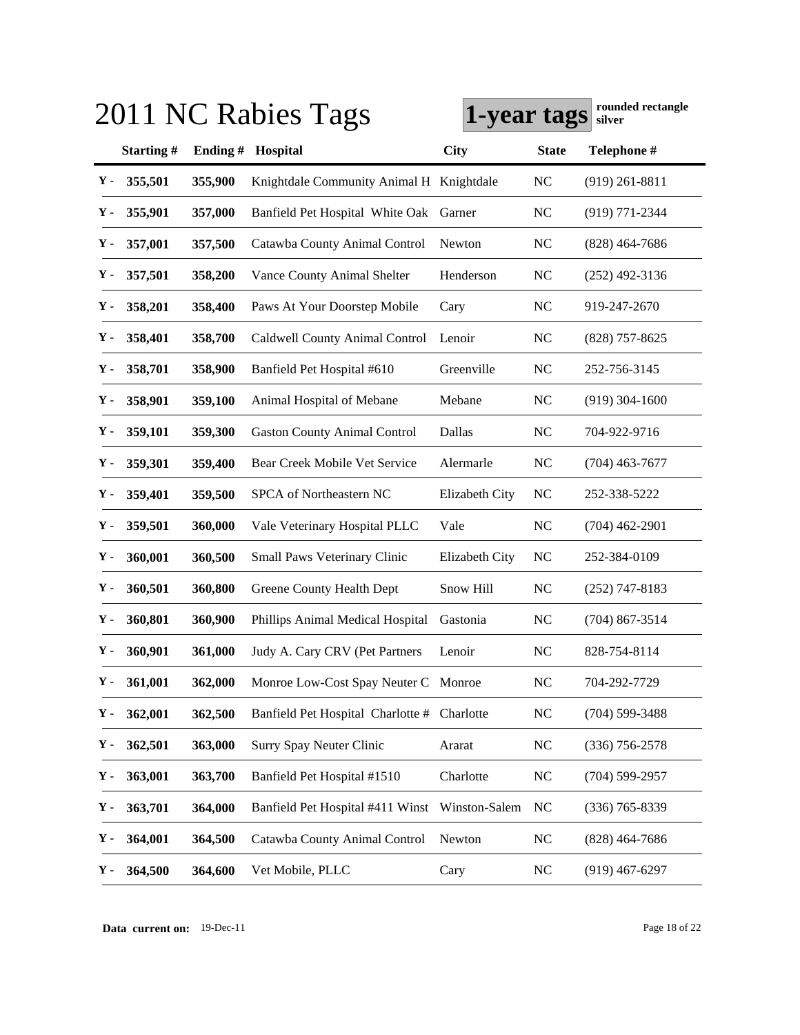# 2011 NC Rabies Tags

**1-year tags** **rounded rectangle silver**

| | Starting # | Ending # | Hospital | City | State | Telephone # |
|---|---|---|---|---|---|---|
| Y - | 355,501 | 355,900 | Knightdale Community Animal H | Knightdale | NC | (919) 261-8811 |
| Y - | 355,901 | 357,000 | Banfield Pet Hospital White Oak | Garner | NC | (919) 771-2344 |
| Y - | 357,001 | 357,500 | Catawba County Animal Control | Newton | NC | (828) 464-7686 |
| Y - | 357,501 | 358,200 | Vance County Animal Shelter | Henderson | NC | (252) 492-3136 |
| Y - | 358,201 | 358,400 | Paws At Your Doorstep Mobile | Cary | NC | 919-247-2670 |
| Y - | 358,401 | 358,700 | Caldwell County Animal Control | Lenoir | NC | (828) 757-8625 |
| Y - | 358,701 | 358,900 | Banfield Pet Hospital #610 | Greenville | NC | 252-756-3145 |
| Y - | 358,901 | 359,100 | Animal Hospital of Mebane | Mebane | NC | (919) 304-1600 |
| Y - | 359,101 | 359,300 | Gaston County Animal Control | Dallas | NC | 704-922-9716 |
| Y - | 359,301 | 359,400 | Bear Creek Mobile Vet Service | Alermarle | NC | (704) 463-7677 |
| Y - | 359,401 | 359,500 | SPCA of Northeastern NC | Elizabeth City | NC | 252-338-5222 |
| Y - | 359,501 | 360,000 | Vale Veterinary Hospital PLLC | Vale | NC | (704) 462-2901 |
| Y - | 360,001 | 360,500 | Small Paws Veterinary Clinic | Elizabeth City | NC | 252-384-0109 |
| Y - | 360,501 | 360,800 | Greene County Health Dept | Snow Hill | NC | (252) 747-8183 |
| Y - | 360,801 | 360,900 | Phillips Animal Medical Hospital | Gastonia | NC | (704) 867-3514 |
| Y - | 360,901 | 361,000 | Judy A. Cary CRV (Pet Partners | Lenoir | NC | 828-754-8114 |
| Y - | 361,001 | 362,000 | Monroe Low-Cost Spay Neuter C | Monroe | NC | 704-292-7729 |
| Y - | 362,001 | 362,500 | Banfield Pet Hospital Charlotte # | Charlotte | NC | (704) 599-3488 |
| Y - | 362,501 | 363,000 | Surry Spay Neuter Clinic | Ararat | NC | (336) 756-2578 |
| Y - | 363,001 | 363,700 | Banfield Pet Hospital #1510 | Charlotte | NC | (704) 599-2957 |
| Y - | 363,701 | 364,000 | Banfield Pet Hospital #411 Winst | Winston-Salem | NC | (336) 765-8339 |
| Y - | 364,001 | 364,500 | Catawba County Animal Control | Newton | NC | (828) 464-7686 |
| Y - | 364,500 | 364,600 | Vet Mobile, PLLC | Cary | NC | (919) 467-6297 |

**Data current on:** 19-Dec-11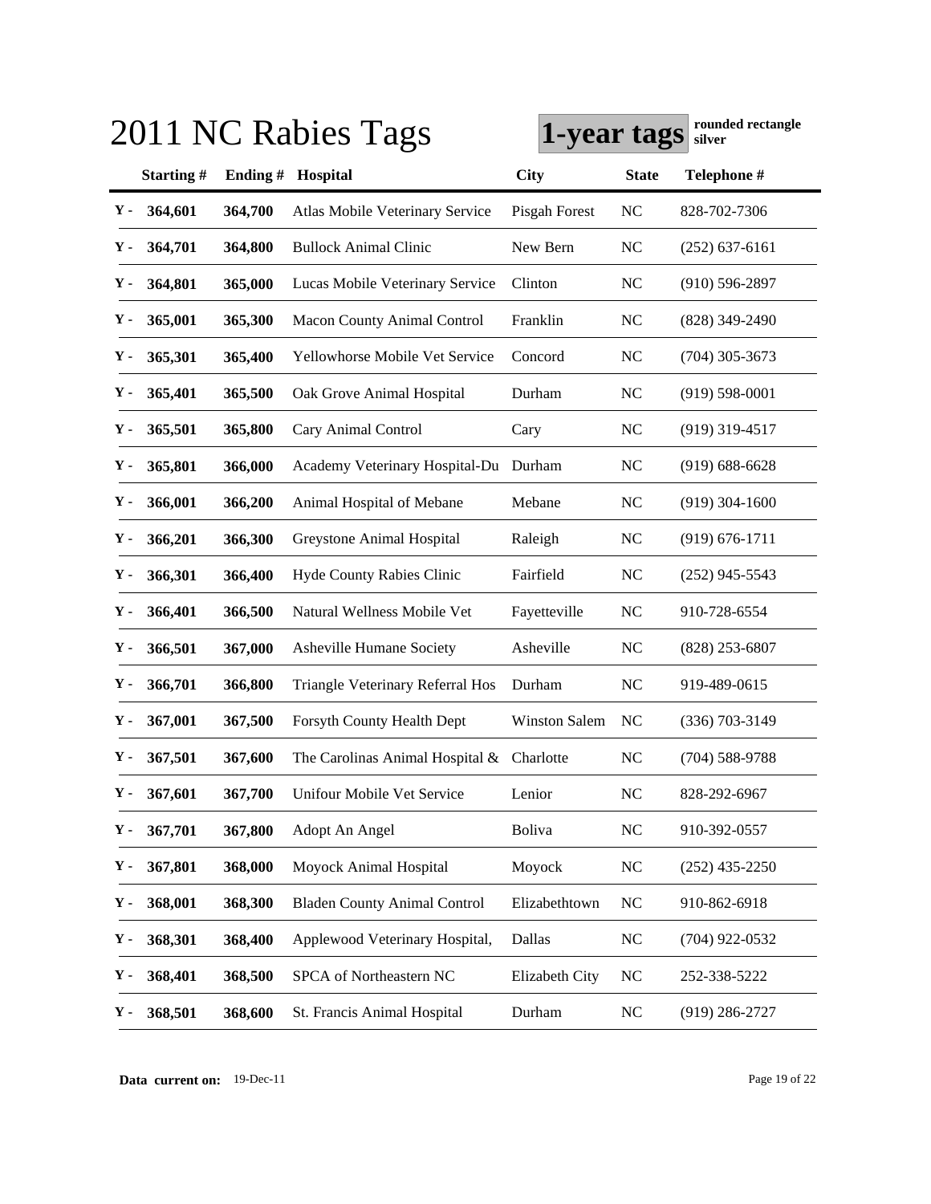# 2011 NC Rabies Tags

**1-year tags** **rounded rectangle silver**

| | Starting # | Ending # | Hospital | City | State | Telephone # |
|---|---|---|---|---|---|---|
| Y - | 364,601 | 364,700 | Atlas Mobile Veterinary Service | Pisgah Forest | NC | 828-702-7306 |
| Y - | 364,701 | 364,800 | Bullock Animal Clinic | New Bern | NC | (252) 637-6161 |
| Y - | 364,801 | 365,000 | Lucas Mobile Veterinary Service | Clinton | NC | (910) 596-2897 |
| Y - | 365,001 | 365,300 | Macon County Animal Control | Franklin | NC | (828) 349-2490 |
| Y - | 365,301 | 365,400 | Yellowhorse Mobile Vet Service | Concord | NC | (704) 305-3673 |
| Y - | 365,401 | 365,500 | Oak Grove Animal Hospital | Durham | NC | (919) 598-0001 |
| Y - | 365,501 | 365,800 | Cary Animal Control | Cary | NC | (919) 319-4517 |
| Y - | 365,801 | 366,000 | Academy Veterinary Hospital-Du | Durham | NC | (919) 688-6628 |
| Y - | 366,001 | 366,200 | Animal Hospital of Mebane | Mebane | NC | (919) 304-1600 |
| Y - | 366,201 | 366,300 | Greystone Animal Hospital | Raleigh | NC | (919) 676-1711 |
| Y - | 366,301 | 366,400 | Hyde County Rabies Clinic | Fairfield | NC | (252) 945-5543 |
| Y - | 366,401 | 366,500 | Natural Wellness Mobile Vet | Fayetteville | NC | 910-728-6554 |
| Y - | 366,501 | 367,000 | Asheville Humane Society | Asheville | NC | (828) 253-6807 |
| Y - | 366,701 | 366,800 | Triangle Veterinary Referral Hos | Durham | NC | 919-489-0615 |
| Y - | 367,001 | 367,500 | Forsyth County Health Dept | Winston Salem | NC | (336) 703-3149 |
| Y - | 367,501 | 367,600 | The Carolinas Animal Hospital & | Charlotte | NC | (704) 588-9788 |
| Y - | 367,601 | 367,700 | Unifour Mobile Vet Service | Lenior | NC | 828-292-6967 |
| Y - | 367,701 | 367,800 | Adopt An Angel | Boliva | NC | 910-392-0557 |
| Y - | 367,801 | 368,000 | Moyock Animal Hospital | Moyock | NC | (252) 435-2250 |
| Y - | 368,001 | 368,300 | Bladen County Animal Control | Elizabethtown | NC | 910-862-6918 |
| Y - | 368,301 | 368,400 | Applewood Veterinary Hospital, | Dallas | NC | (704) 922-0532 |
| Y - | 368,401 | 368,500 | SPCA of Northeastern NC | Elizabeth City | NC | 252-338-5222 |
| Y - | 368,501 | 368,600 | St. Francis Animal Hospital | Durham | NC | (919) 286-2727 |

**Data current on:** 19-Dec-11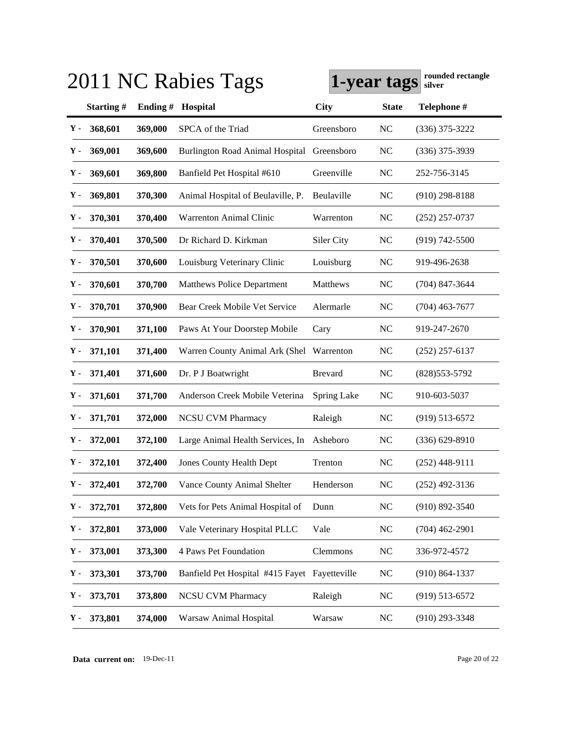# 2011 NC Rabies Tags

**1-year tags** **rounded rectangle silver**

| | Starting # | Ending # | Hospital | City | State | Telephone # |
|---|---|---|---|---|---|---|
| Y - | 368,601 | 369,000 | SPCA of the Triad | Greensboro | NC | (336) 375-3222 |
| Y - | 369,001 | 369,600 | Burlington Road Animal Hospital | Greensboro | NC | (336) 375-3939 |
| Y - | 369,601 | 369,800 | Banfield Pet Hospital #610 | Greenville | NC | 252-756-3145 |
| Y - | 369,801 | 370,300 | Animal Hospital of Beulaville, P. | Beulaville | NC | (910) 298-8188 |
| Y - | 370,301 | 370,400 | Warrenton Animal Clinic | Warrenton | NC | (252) 257-0737 |
| Y - | 370,401 | 370,500 | Dr Richard D. Kirkman | Siler City | NC | (919) 742-5500 |
| Y - | 370,501 | 370,600 | Louisburg Veterinary Clinic | Louisburg | NC | 919-496-2638 |
| Y - | 370,601 | 370,700 | Matthews Police Department | Matthews | NC | (704) 847-3644 |
| Y - | 370,701 | 370,900 | Bear Creek Mobile Vet Service | Alermarle | NC | (704) 463-7677 |
| Y - | 370,901 | 371,100 | Paws At Your Doorstep Mobile | Cary | NC | 919-247-2670 |
| Y - | 371,101 | 371,400 | Warren County Animal Ark (Shel | Warrenton | NC | (252) 257-6137 |
| Y - | 371,401 | 371,600 | Dr. P J Boatwright | Brevard | NC | (828)553-5792 |
| Y - | 371,601 | 371,700 | Anderson Creek Mobile Veterina | Spring Lake | NC | 910-603-5037 |
| Y - | 371,701 | 372,000 | NCSU CVM Pharmacy | Raleigh | NC | (919) 513-6572 |
| Y - | 372,001 | 372,100 | Large Animal Health Services, In | Asheboro | NC | (336) 629-8910 |
| Y - | 372,101 | 372,400 | Jones County Health Dept | Trenton | NC | (252) 448-9111 |
| Y - | 372,401 | 372,700 | Vance County Animal Shelter | Henderson | NC | (252) 492-3136 |
| Y - | 372,701 | 372,800 | Vets for Pets Animal Hospital of | Dunn | NC | (910) 892-3540 |
| Y - | 372,801 | 373,000 | Vale Veterinary Hospital PLLC | Vale | NC | (704) 462-2901 |
| Y - | 373,001 | 373,300 | 4 Paws Pet Foundation | Clemmons | NC | 336-972-4572 |
| Y - | 373,301 | 373,700 | Banfield Pet Hospital #415 Fayet | Fayetteville | NC | (910) 864-1337 |
| Y - | 373,701 | 373,800 | NCSU CVM Pharmacy | Raleigh | NC | (919) 513-6572 |
| Y - | 373,801 | 374,000 | Warsaw Animal Hospital | Warsaw | NC | (910) 293-3348 |

**Data current on:** 19-Dec-11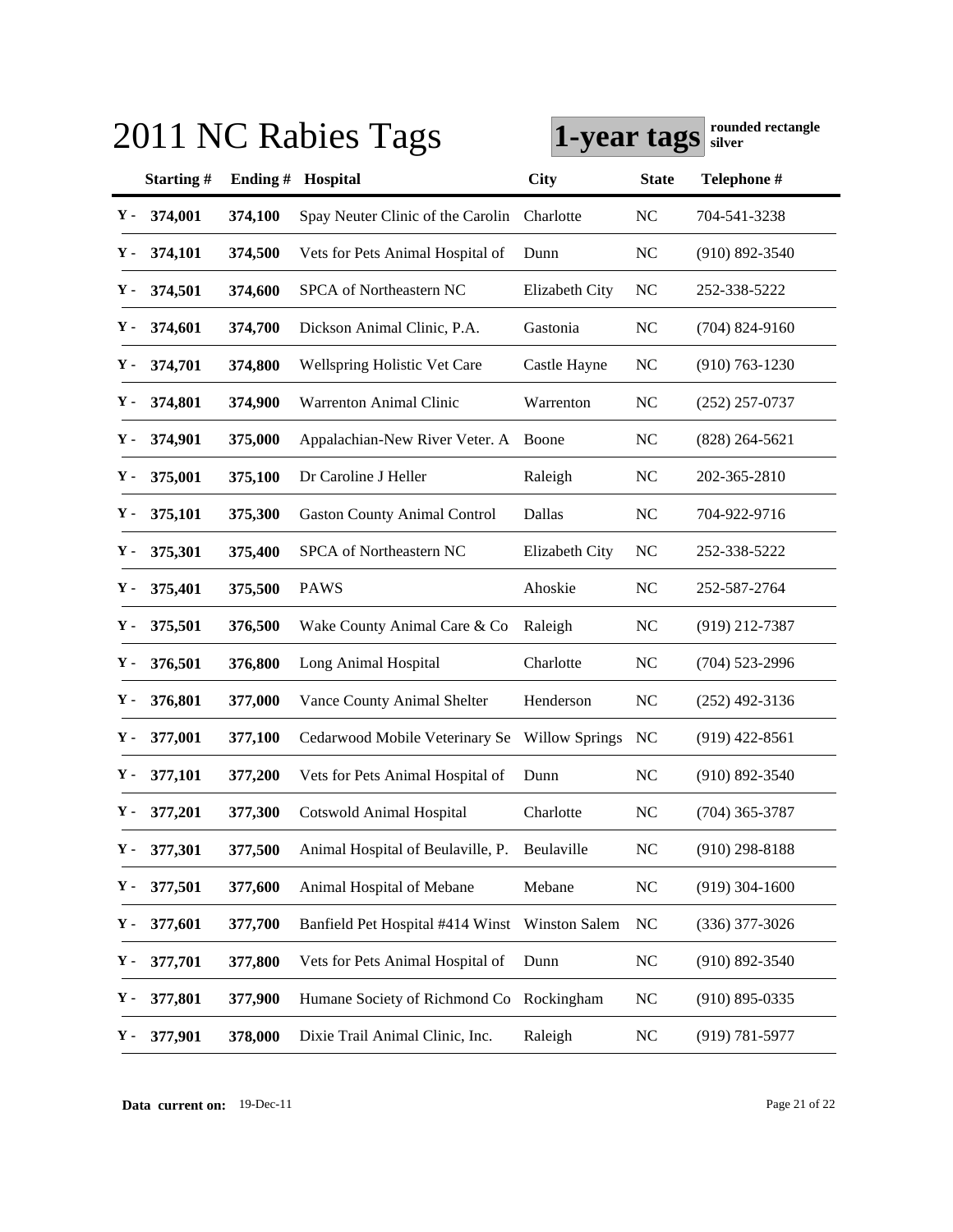# 2011 NC Rabies Tags

**1-year tags** **rounded rectangle silver**

| | Starting # | Ending # | Hospital | City | State | Telephone # |
|---|---|---|---|---|---|---|
| Y - | 374,001 | 374,100 | Spay Neuter Clinic of the Carolin | Charlotte | NC | 704-541-3238 |
| Y - | 374,101 | 374,500 | Vets for Pets Animal Hospital of | Dunn | NC | (910) 892-3540 |
| Y - | 374,501 | 374,600 | SPCA of Northeastern NC | Elizabeth City | NC | 252-338-5222 |
| Y - | 374,601 | 374,700 | Dickson Animal Clinic, P.A. | Gastonia | NC | (704) 824-9160 |
| Y - | 374,701 | 374,800 | Wellspring Holistic Vet Care | Castle Hayne | NC | (910) 763-1230 |
| Y - | 374,801 | 374,900 | Warrenton Animal Clinic | Warrenton | NC | (252) 257-0737 |
| Y - | 374,901 | 375,000 | Appalachian-New River Veter. A | Boone | NC | (828) 264-5621 |
| Y - | 375,001 | 375,100 | Dr Caroline J Heller | Raleigh | NC | 202-365-2810 |
| Y - | 375,101 | 375,300 | Gaston County Animal Control | Dallas | NC | 704-922-9716 |
| Y - | 375,301 | 375,400 | SPCA of Northeastern NC | Elizabeth City | NC | 252-338-5222 |
| Y - | 375,401 | 375,500 | PAWS | Ahoskie | NC | 252-587-2764 |
| Y - | 375,501 | 376,500 | Wake County Animal Care & Co | Raleigh | NC | (919) 212-7387 |
| Y - | 376,501 | 376,800 | Long Animal Hospital | Charlotte | NC | (704) 523-2996 |
| Y - | 376,801 | 377,000 | Vance County Animal Shelter | Henderson | NC | (252) 492-3136 |
| Y - | 377,001 | 377,100 | Cedarwood Mobile Veterinary Se | Willow Springs | NC | (919) 422-8561 |
| Y - | 377,101 | 377,200 | Vets for Pets Animal Hospital of | Dunn | NC | (910) 892-3540 |
| Y - | 377,201 | 377,300 | Cotswold Animal Hospital | Charlotte | NC | (704) 365-3787 |
| Y - | 377,301 | 377,500 | Animal Hospital of Beulaville, P. | Beulaville | NC | (910) 298-8188 |
| Y - | 377,501 | 377,600 | Animal Hospital of Mebane | Mebane | NC | (919) 304-1600 |
| Y - | 377,601 | 377,700 | Banfield Pet Hospital #414 Winst | Winston Salem | NC | (336) 377-3026 |
| Y - | 377,701 | 377,800 | Vets for Pets Animal Hospital of | Dunn | NC | (910) 892-3540 |
| Y - | 377,801 | 377,900 | Humane Society of Richmond Co | Rockingham | NC | (910) 895-0335 |
| Y - | 377,901 | 378,000 | Dixie Trail Animal Clinic, Inc. | Raleigh | NC | (919) 781-5977 |

**Data current on:** 19-Dec-11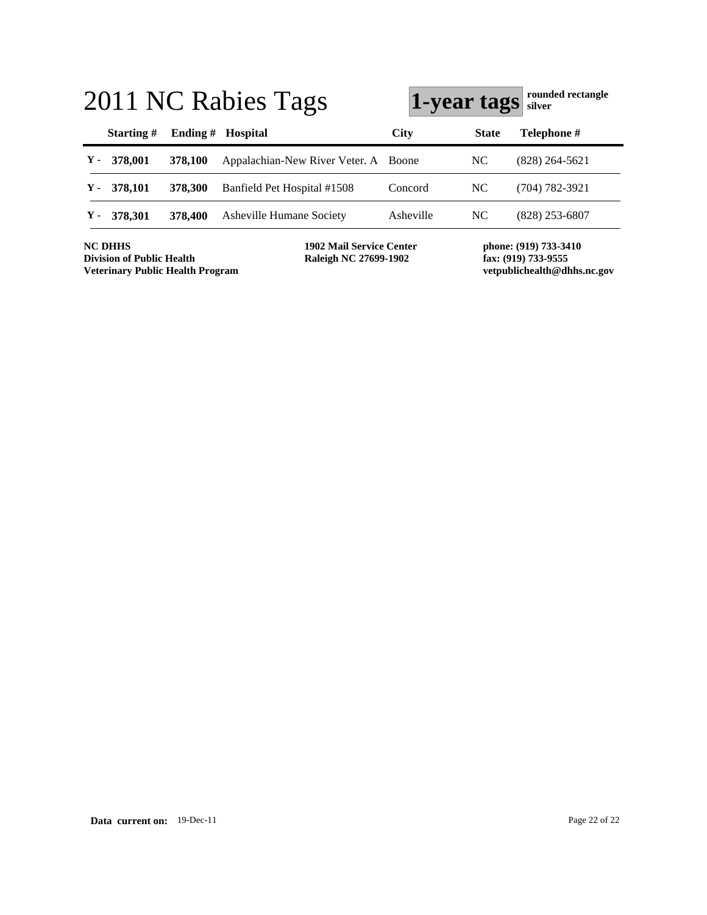# 2011 NC Rabies Tags

**1-year tags** **rounded rectangle silver**

| | Starting # | Ending # | Hospital | City | State | Telephone # |
|---|---|---|---|---|---|---|
| Y - | 378,001 | 378,100 | Appalachian-New River Veter. A | Boone | NC | (828) 264-5621 |
| Y - | 378,101 | 378,300 | Banfield Pet Hospital #1508 | Concord | NC | (704) 782-3921 |
| Y - | 378,301 | 378,400 | Asheville Humane Society | Asheville | NC | (828) 253-6807 |

**NC DHHS**
**Division of Public Health**
**Veterinary Public Health Program**

**1902 Mail Service Center**
**Raleigh NC 27699-1902**

**phone: (919) 733-3410**
**fax: (919) 733-9555**
**vetpublichealth@dhhs.nc.gov**

**Data current on:** 19-Dec-11